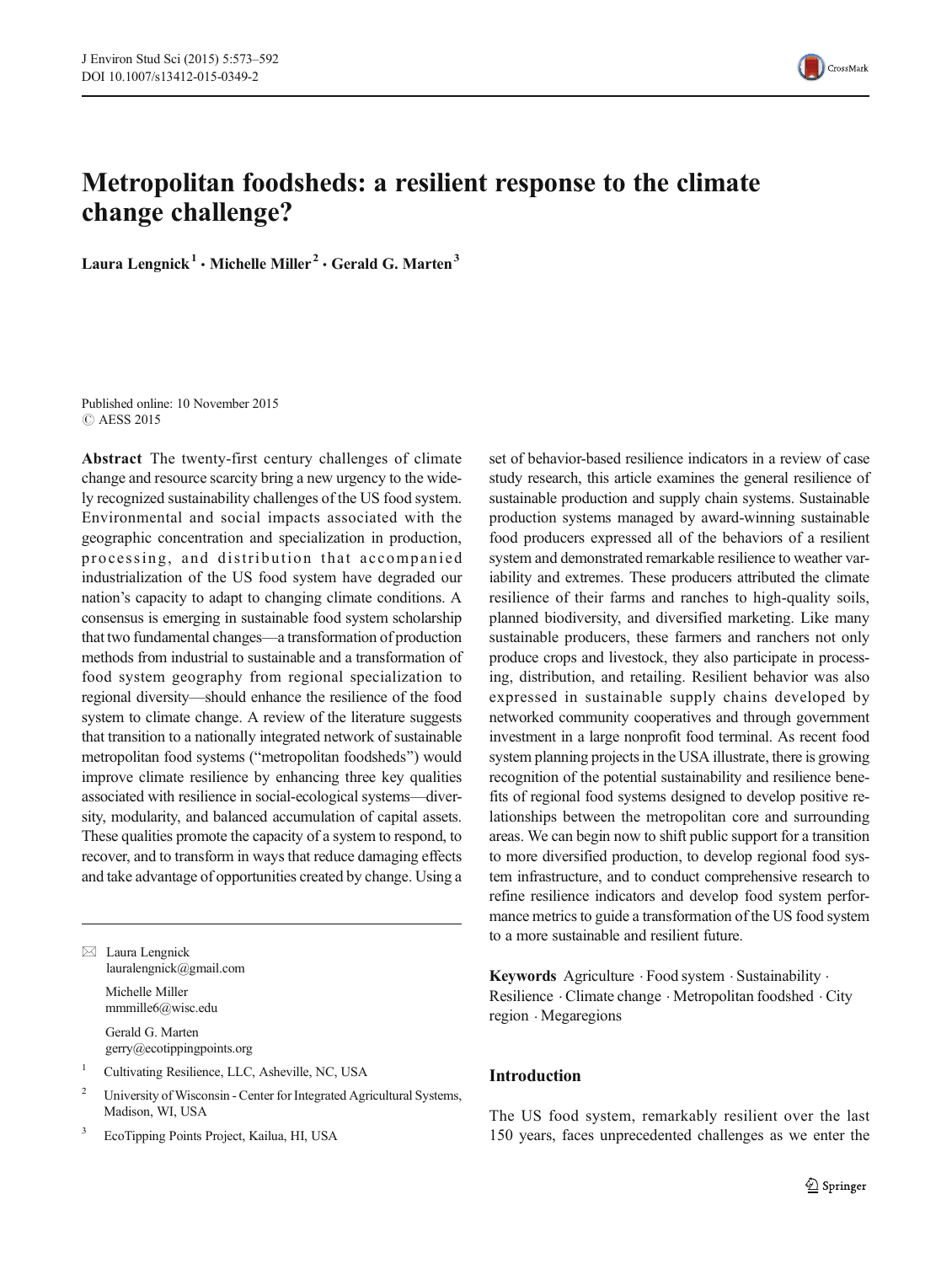# Metropolitan foodsheds: a resilient response to the climate change challenge?

Laura Lengnick[1] · Michelle Miller[2] · Gerald G. Marten[3]

Published online: 10 November 2015
© AESS 2015

**Abstract** The twenty-first century challenges of climate change and resource scarcity bring a new urgency to the widely recognized sustainability challenges of the US food system. Environmental and social impacts associated with the geographic concentration and specialization in production, processing, and distribution that accompanied industrialization of the US food system have degraded our nation's capacity to adapt to changing climate conditions. A consensus is emerging in sustainable food system scholarship that two fundamental changes—a transformation of production methods from industrial to sustainable and a transformation of food system geography from regional specialization to regional diversity—should enhance the resilience of the food system to climate change. A review of the literature suggests that transition to a nationally integrated network of sustainable metropolitan food systems ("metropolitan foodsheds") would improve climate resilience by enhancing three key qualities associated with resilience in social-ecological systems—diversity, modularity, and balanced accumulation of capital assets. These qualities promote the capacity of a system to respond, to recover, and to transform in ways that reduce damaging effects and take advantage of opportunities created by change. Using a set of behavior-based resilience indicators in a review of case study research, this article examines the general resilience of sustainable production and supply chain systems. Sustainable production systems managed by award-winning sustainable food producers expressed all of the behaviors of a resilient system and demonstrated remarkable resilience to weather variability and extremes. These producers attributed the climate resilience of their farms and ranches to high-quality soils, planned biodiversity, and diversified marketing. Like many sustainable producers, these farmers and ranchers not only produce crops and livestock, they also participate in processing, distribution, and retailing. Resilient behavior was also expressed in sustainable supply chains developed by networked community cooperatives and through government investment in a large nonprofit food terminal. As recent food system planning projects in the USA illustrate, there is growing recognition of the potential sustainability and resilience benefits of regional food systems designed to develop positive relationships between the metropolitan core and surrounding areas. We can begin now to shift public support for a transition to more diversified production, to develop regional food system infrastructure, and to conduct comprehensive research to refine resilience indicators and develop food system performance metrics to guide a transformation of the US food system to a more sustainable and resilient future.

**Keywords** Agriculture · Food system · Sustainability · Resilience · Climate change · Metropolitan foodshed · City region · Megaregions

✉ Laura Lengnick
lauralengnick@gmail.com

Michelle Miller
mmmille6@wisc.edu

Gerald G. Marten
gerry@ecotippingpoints.org

[1] Cultivating Resilience, LLC, Asheville, NC, USA

[2] University of Wisconsin - Center for Integrated Agricultural Systems, Madison, WI, USA

[3] EcoTipping Points Project, Kailua, HI, USA

## Introduction

The US food system, remarkably resilient over the last 150 years, faces unprecedented challenges as we enter the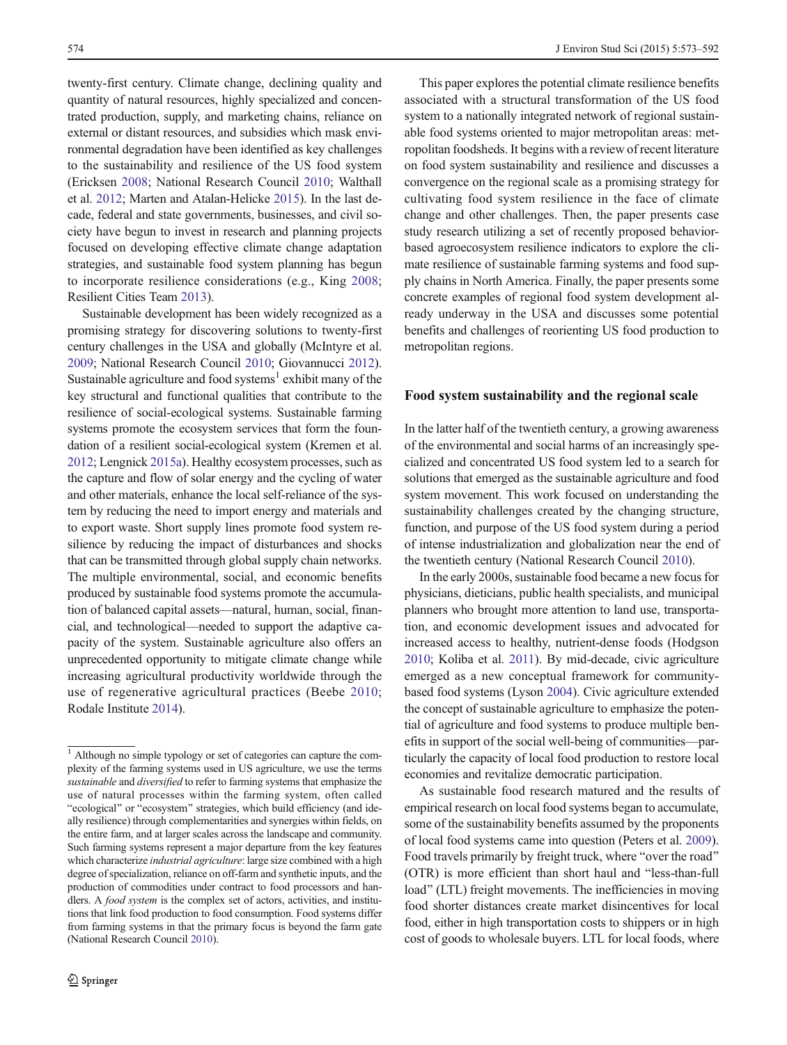twenty-first century. Climate change, declining quality and quantity of natural resources, highly specialized and concentrated production, supply, and marketing chains, reliance on external or distant resources, and subsidies which mask environmental degradation have been identified as key challenges to the sustainability and resilience of the US food system (Ericksen 2008; National Research Council 2010; Walthall et al. 2012; Marten and Atalan-Helicke 2015). In the last decade, federal and state governments, businesses, and civil society have begun to invest in research and planning projects focused on developing effective climate change adaptation strategies, and sustainable food system planning has begun to incorporate resilience considerations (e.g., King 2008; Resilient Cities Team 2013).

Sustainable development has been widely recognized as a promising strategy for discovering solutions to twenty-first century challenges in the USA and globally (McIntyre et al. 2009; National Research Council 2010; Giovannucci 2012). Sustainable agriculture and food systems[1] exhibit many of the key structural and functional qualities that contribute to the resilience of social-ecological systems. Sustainable farming systems promote the ecosystem services that form the foundation of a resilient social-ecological system (Kremen et al. 2012; Lengnick 2015a). Healthy ecosystem processes, such as the capture and flow of solar energy and the cycling of water and other materials, enhance the local self-reliance of the system by reducing the need to import energy and materials and to export waste. Short supply lines promote food system resilience by reducing the impact of disturbances and shocks that can be transmitted through global supply chain networks. The multiple environmental, social, and economic benefits produced by sustainable food systems promote the accumulation of balanced capital assets—natural, human, social, financial, and technological—needed to support the adaptive capacity of the system. Sustainable agriculture also offers an unprecedented opportunity to mitigate climate change while increasing agricultural productivity worldwide through the use of regenerative agricultural practices (Beebe 2010; Rodale Institute 2014).

[1] Although no simple typology or set of categories can capture the complexity of the farming systems used in US agriculture, we use the terms *sustainable* and *diversified* to refer to farming systems that emphasize the use of natural processes within the farming system, often called "ecological" or "ecosystem" strategies, which build efficiency (and ideally resilience) through complementarities and synergies within fields, on the entire farm, and at larger scales across the landscape and community. Such farming systems represent a major departure from the key features which characterize *industrial agriculture*: large size combined with a high degree of specialization, reliance on off-farm and synthetic inputs, and the production of commodities under contract to food processors and handlers. A *food system* is the complex set of actors, activities, and institutions that link food production to food consumption. Food systems differ from farming systems in that the primary focus is beyond the farm gate (National Research Council 2010).

This paper explores the potential climate resilience benefits associated with a structural transformation of the US food system to a nationally integrated network of regional sustainable food systems oriented to major metropolitan areas: metropolitan foodsheds. It begins with a review of recent literature on food system sustainability and resilience and discusses a convergence on the regional scale as a promising strategy for cultivating food system resilience in the face of climate change and other challenges. Then, the paper presents case study research utilizing a set of recently proposed behavior-based agroecosystem resilience indicators to explore the climate resilience of sustainable farming systems and food supply chains in North America. Finally, the paper presents some concrete examples of regional food system development already underway in the USA and discusses some potential benefits and challenges of reorienting US food production to metropolitan regions.

## Food system sustainability and the regional scale

In the latter half of the twentieth century, a growing awareness of the environmental and social harms of an increasingly specialized and concentrated US food system led to a search for solutions that emerged as the sustainable agriculture and food system movement. This work focused on understanding the sustainability challenges created by the changing structure, function, and purpose of the US food system during a period of intense industrialization and globalization near the end of the twentieth century (National Research Council 2010).

In the early 2000s, sustainable food became a new focus for physicians, dieticians, public health specialists, and municipal planners who brought more attention to land use, transportation, and economic development issues and advocated for increased access to healthy, nutrient-dense foods (Hodgson 2010; Koliba et al. 2011). By mid-decade, civic agriculture emerged as a new conceptual framework for community-based food systems (Lyson 2004). Civic agriculture extended the concept of sustainable agriculture to emphasize the potential of agriculture and food systems to produce multiple benefits in support of the social well-being of communities—particularly the capacity of local food production to restore local economies and revitalize democratic participation.

As sustainable food research matured and the results of empirical research on local food systems began to accumulate, some of the sustainability benefits assumed by the proponents of local food systems came into question (Peters et al. 2009). Food travels primarily by freight truck, where "over the road" (OTR) is more efficient than short haul and "less-than-full load" (LTL) freight movements. The inefficiencies in moving food shorter distances create market disincentives for local food, either in high transportation costs to shippers or in high cost of goods to wholesale buyers. LTL for local foods, where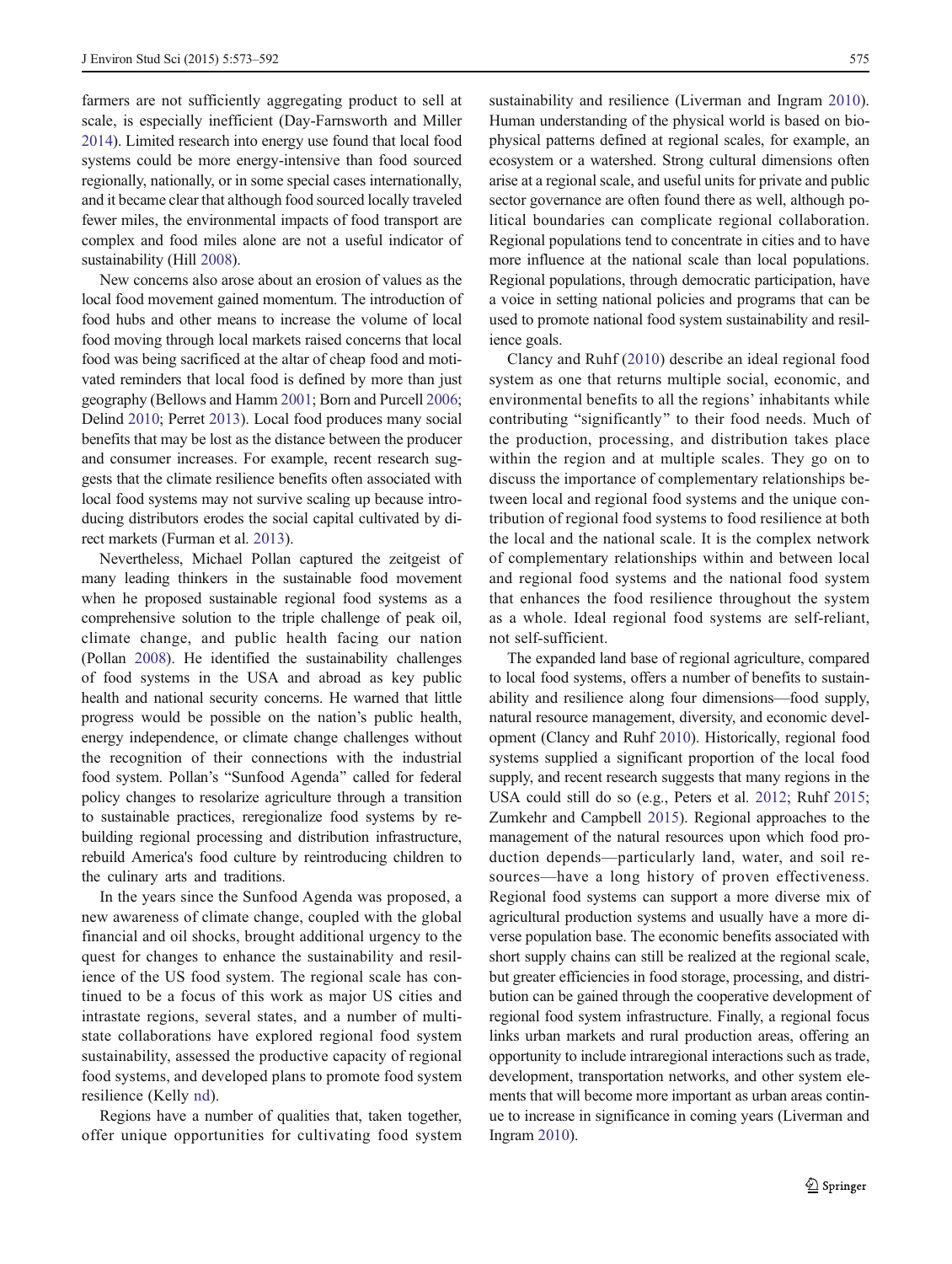farmers are not sufficiently aggregating product to sell at scale, is especially inefficient (Day-Farnsworth and Miller 2014). Limited research into energy use found that local food systems could be more energy-intensive than food sourced regionally, nationally, or in some special cases internationally, and it became clear that although food sourced locally traveled fewer miles, the environmental impacts of food transport are complex and food miles alone are not a useful indicator of sustainability (Hill 2008).

New concerns also arose about an erosion of values as the local food movement gained momentum. The introduction of food hubs and other means to increase the volume of local food moving through local markets raised concerns that local food was being sacrificed at the altar of cheap food and motivated reminders that local food is defined by more than just geography (Bellows and Hamm 2001; Born and Purcell 2006; Delind 2010; Perret 2013). Local food produces many social benefits that may be lost as the distance between the producer and consumer increases. For example, recent research suggests that the climate resilience benefits often associated with local food systems may not survive scaling up because introducing distributors erodes the social capital cultivated by direct markets (Furman et al. 2013).

Nevertheless, Michael Pollan captured the zeitgeist of many leading thinkers in the sustainable food movement when he proposed sustainable regional food systems as a comprehensive solution to the triple challenge of peak oil, climate change, and public health facing our nation (Pollan 2008). He identified the sustainability challenges of food systems in the USA and abroad as key public health and national security concerns. He warned that little progress would be possible on the nation's public health, energy independence, or climate change challenges without the recognition of their connections with the industrial food system. Pollan's "Sunfood Agenda" called for federal policy changes to resolarize agriculture through a transition to sustainable practices, reregionalize food systems by rebuilding regional processing and distribution infrastructure, rebuild America's food culture by reintroducing children to the culinary arts and traditions.

In the years since the Sunfood Agenda was proposed, a new awareness of climate change, coupled with the global financial and oil shocks, brought additional urgency to the quest for changes to enhance the sustainability and resilience of the US food system. The regional scale has continued to be a focus of this work as major US cities and intrastate regions, several states, and a number of multistate collaborations have explored regional food system sustainability, assessed the productive capacity of regional food systems, and developed plans to promote food system resilience (Kelly nd).

Regions have a number of qualities that, taken together, offer unique opportunities for cultivating food system sustainability and resilience (Liverman and Ingram 2010). Human understanding of the physical world is based on biophysical patterns defined at regional scales, for example, an ecosystem or a watershed. Strong cultural dimensions often arise at a regional scale, and useful units for private and public sector governance are often found there as well, although political boundaries can complicate regional collaboration. Regional populations tend to concentrate in cities and to have more influence at the national scale than local populations. Regional populations, through democratic participation, have a voice in setting national policies and programs that can be used to promote national food system sustainability and resilience goals.

Clancy and Ruhf (2010) describe an ideal regional food system as one that returns multiple social, economic, and environmental benefits to all the regions' inhabitants while contributing "significantly" to their food needs. Much of the production, processing, and distribution takes place within the region and at multiple scales. They go on to discuss the importance of complementary relationships between local and regional food systems and the unique contribution of regional food systems to food resilience at both the local and the national scale. It is the complex network of complementary relationships within and between local and regional food systems and the national food system that enhances the food resilience throughout the system as a whole. Ideal regional food systems are self-reliant, not self-sufficient.

The expanded land base of regional agriculture, compared to local food systems, offers a number of benefits to sustainability and resilience along four dimensions—food supply, natural resource management, diversity, and economic development (Clancy and Ruhf 2010). Historically, regional food systems supplied a significant proportion of the local food supply, and recent research suggests that many regions in the USA could still do so (e.g., Peters et al. 2012; Ruhf 2015; Zumkehr and Campbell 2015). Regional approaches to the management of the natural resources upon which food production depends—particularly land, water, and soil resources—have a long history of proven effectiveness. Regional food systems can support a more diverse mix of agricultural production systems and usually have a more diverse population base. The economic benefits associated with short supply chains can still be realized at the regional scale, but greater efficiencies in food storage, processing, and distribution can be gained through the cooperative development of regional food system infrastructure. Finally, a regional focus links urban markets and rural production areas, offering an opportunity to include intraregional interactions such as trade, development, transportation networks, and other system elements that will become more important as urban areas continue to increase in significance in coming years (Liverman and Ingram 2010).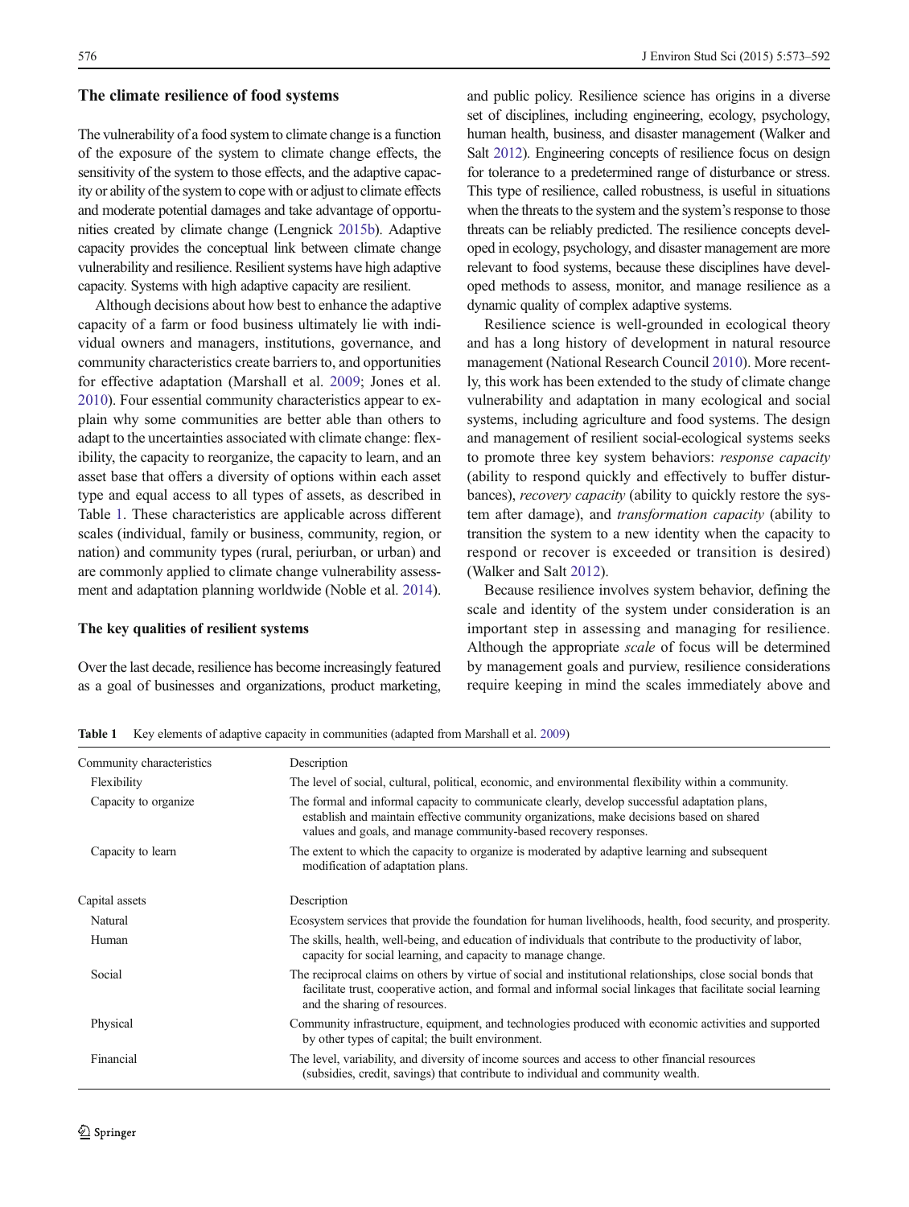## The climate resilience of food systems

The vulnerability of a food system to climate change is a function of the exposure of the system to climate change effects, the sensitivity of the system to those effects, and the adaptive capacity or ability of the system to cope with or adjust to climate effects and moderate potential damages and take advantage of opportunities created by climate change (Lengnick 2015b). Adaptive capacity provides the conceptual link between climate change vulnerability and resilience. Resilient systems have high adaptive capacity. Systems with high adaptive capacity are resilient.

Although decisions about how best to enhance the adaptive capacity of a farm or food business ultimately lie with individual owners and managers, institutions, governance, and community characteristics create barriers to, and opportunities for effective adaptation (Marshall et al. 2009; Jones et al. 2010). Four essential community characteristics appear to explain why some communities are better able than others to adapt to the uncertainties associated with climate change: flexibility, the capacity to reorganize, the capacity to learn, and an asset base that offers a diversity of options within each asset type and equal access to all types of assets, as described in Table 1. These characteristics are applicable across different scales (individual, family or business, community, region, or nation) and community types (rural, periurban, or urban) and are commonly applied to climate change vulnerability assessment and adaptation planning worldwide (Noble et al. 2014).

## The key qualities of resilient systems

Over the last decade, resilience has become increasingly featured as a goal of businesses and organizations, product marketing, and public policy. Resilience science has origins in a diverse set of disciplines, including engineering, ecology, psychology, human health, business, and disaster management (Walker and Salt 2012). Engineering concepts of resilience focus on design for tolerance to a predetermined range of disturbance or stress. This type of resilience, called robustness, is useful in situations when the threats to the system and the system's response to those threats can be reliably predicted. The resilience concepts developed in ecology, psychology, and disaster management are more relevant to food systems, because these disciplines have developed methods to assess, monitor, and manage resilience as a dynamic quality of complex adaptive systems.

Resilience science is well-grounded in ecological theory and has a long history of development in natural resource management (National Research Council 2010). More recently, this work has been extended to the study of climate change vulnerability and adaptation in many ecological and social systems, including agriculture and food systems. The design and management of resilient social-ecological systems seeks to promote three key system behaviors: *response capacity* (ability to respond quickly and effectively to buffer disturbances), *recovery capacity* (ability to quickly restore the system after damage), and *transformation capacity* (ability to transition the system to a new identity when the capacity to respond or recover is exceeded or transition is desired) (Walker and Salt 2012).

Because resilience involves system behavior, defining the scale and identity of the system under consideration is an important step in assessing and managing for resilience. Although the appropriate *scale* of focus will be determined by management goals and purview, resilience considerations require keeping in mind the scales immediately above and

**Table 1** Key elements of adaptive capacity in communities (adapted from Marshall et al. 2009)

| Community characteristics | Description |
|---|---|
| Flexibility | The level of social, cultural, political, economic, and environmental flexibility within a community. |
| Capacity to organize | The formal and informal capacity to communicate clearly, develop successful adaptation plans, establish and maintain effective community organizations, make decisions based on shared values and goals, and manage community-based recovery responses. |
| Capacity to learn | The extent to which the capacity to organize is moderated by adaptive learning and subsequent modification of adaptation plans. |
| **Capital assets** | **Description** |
| Natural | Ecosystem services that provide the foundation for human livelihoods, health, food security, and prosperity. |
| Human | The skills, health, well-being, and education of individuals that contribute to the productivity of labor, capacity for social learning, and capacity to manage change. |
| Social | The reciprocal claims on others by virtue of social and institutional relationships, close social bonds that facilitate trust, cooperative action, and formal and informal social linkages that facilitate social learning and the sharing of resources. |
| Physical | Community infrastructure, equipment, and technologies produced with economic activities and supported by other types of capital; the built environment. |
| Financial | The level, variability, and diversity of income sources and access to other financial resources (subsidies, credit, savings) that contribute to individual and community wealth. |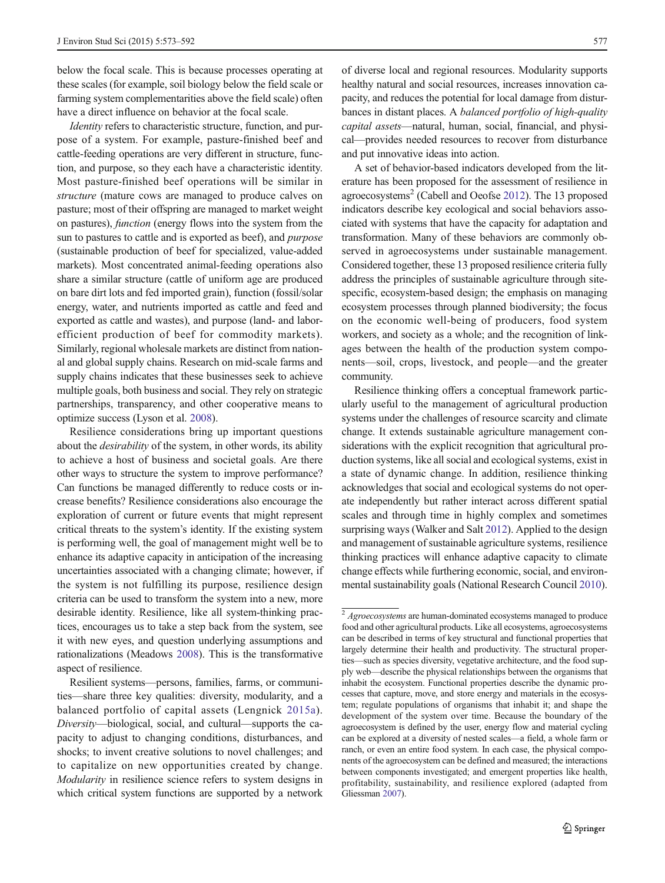below the focal scale. This is because processes operating at these scales (for example, soil biology below the field scale or farming system complementarities above the field scale) often have a direct influence on behavior at the focal scale.

*Identity* refers to characteristic structure, function, and purpose of a system. For example, pasture-finished beef and cattle-feeding operations are very different in structure, function, and purpose, so they each have a characteristic identity. Most pasture-finished beef operations will be similar in *structure* (mature cows are managed to produce calves on pasture; most of their offspring are managed to market weight on pastures), *function* (energy flows into the system from the sun to pastures to cattle and is exported as beef), and *purpose* (sustainable production of beef for specialized, value-added markets). Most concentrated animal-feeding operations also share a similar structure (cattle of uniform age are produced on bare dirt lots and fed imported grain), function (fossil/solar energy, water, and nutrients imported as cattle and feed and exported as cattle and wastes), and purpose (land- and labor-efficient production of beef for commodity markets). Similarly, regional wholesale markets are distinct from national and global supply chains. Research on mid-scale farms and supply chains indicates that these businesses seek to achieve multiple goals, both business and social. They rely on strategic partnerships, transparency, and other cooperative means to optimize success (Lyson et al. 2008).

Resilience considerations bring up important questions about the *desirability* of the system, in other words, its ability to achieve a host of business and societal goals. Are there other ways to structure the system to improve performance? Can functions be managed differently to reduce costs or increase benefits? Resilience considerations also encourage the exploration of current or future events that might represent critical threats to the system's identity. If the existing system is performing well, the goal of management might well be to enhance its adaptive capacity in anticipation of the increasing uncertainties associated with a changing climate; however, if the system is not fulfilling its purpose, resilience design criteria can be used to transform the system into a new, more desirable identity. Resilience, like all system-thinking practices, encourages us to take a step back from the system, see it with new eyes, and question underlying assumptions and rationalizations (Meadows 2008). This is the transformative aspect of resilience.

Resilient systems—persons, families, farms, or communities—share three key qualities: diversity, modularity, and a balanced portfolio of capital assets (Lengnick 2015a). *Diversity*—biological, social, and cultural—supports the capacity to adjust to changing conditions, disturbances, and shocks; to invent creative solutions to novel challenges; and to capitalize on new opportunities created by change. *Modularity* in resilience science refers to system designs in which critical system functions are supported by a network of diverse local and regional resources. Modularity supports healthy natural and social resources, increases innovation capacity, and reduces the potential for local damage from disturbances in distant places. A *balanced portfolio of high-quality capital assets*—natural, human, social, financial, and physical—provides needed resources to recover from disturbance and put innovative ideas into action.

A set of behavior-based indicators developed from the literature has been proposed for the assessment of resilience in agroecosystems[2] (Cabell and Oeofse 2012). The 13 proposed indicators describe key ecological and social behaviors associated with systems that have the capacity for adaptation and transformation. Many of these behaviors are commonly observed in agroecosystems under sustainable management. Considered together, these 13 proposed resilience criteria fully address the principles of sustainable agriculture through site-specific, ecosystem-based design; the emphasis on managing ecosystem processes through planned biodiversity; the focus on the economic well-being of producers, food system workers, and society as a whole; and the recognition of linkages between the health of the production system components—soil, crops, livestock, and people—and the greater community.

Resilience thinking offers a conceptual framework particularly useful to the management of agricultural production systems under the challenges of resource scarcity and climate change. It extends sustainable agriculture management considerations with the explicit recognition that agricultural production systems, like all social and ecological systems, exist in a state of dynamic change. In addition, resilience thinking acknowledges that social and ecological systems do not operate independently but rather interact across different spatial scales and through time in highly complex and sometimes surprising ways (Walker and Salt 2012). Applied to the design and management of sustainable agriculture systems, resilience thinking practices will enhance adaptive capacity to climate change effects while furthering economic, social, and environmental sustainability goals (National Research Council 2010).

[2] *Agroecosystems* are human-dominated ecosystems managed to produce food and other agricultural products. Like all ecosystems, agroecosystems can be described in terms of key structural and functional properties that largely determine their health and productivity. The structural properties—such as species diversity, vegetative architecture, and the food supply web—describe the physical relationships between the organisms that inhabit the ecosystem. Functional properties describe the dynamic processes that capture, move, and store energy and materials in the ecosystem; regulate populations of organisms that inhabit it; and shape the development of the system over time. Because the boundary of the agroecosystem is defined by the user, energy flow and material cycling can be explored at a diversity of nested scales—a field, a whole farm or ranch, or even an entire food system. In each case, the physical components of the agroecosystem can be defined and measured; the interactions between components investigated; and emergent properties like health, profitability, sustainability, and resilience explored (adapted from Gliessman 2007).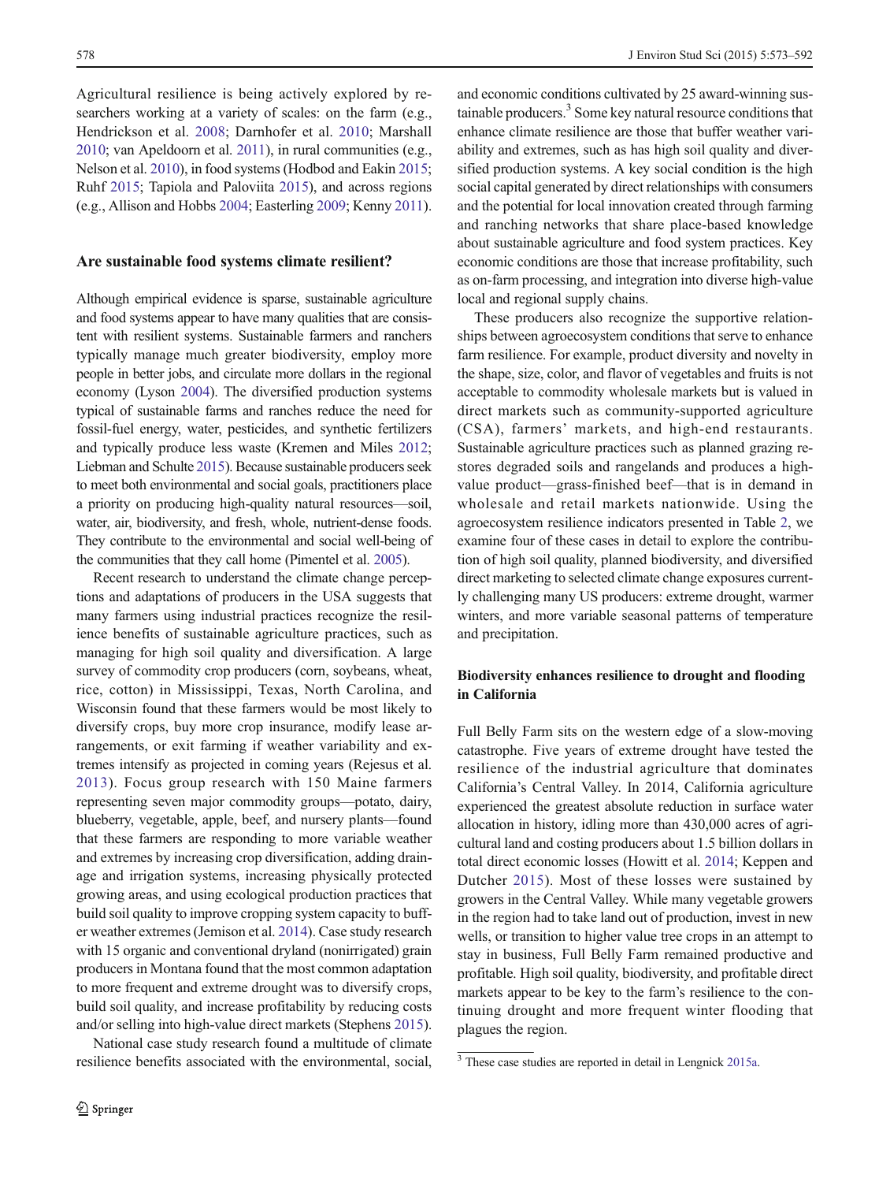Agricultural resilience is being actively explored by researchers working at a variety of scales: on the farm (e.g., Hendrickson et al. 2008; Darnhofer et al. 2010; Marshall 2010; van Apeldoorn et al. 2011), in rural communities (e.g., Nelson et al. 2010), in food systems (Hodbod and Eakin 2015; Ruhf 2015; Tapiola and Paloviita 2015), and across regions (e.g., Allison and Hobbs 2004; Easterling 2009; Kenny 2011).

## Are sustainable food systems climate resilient?

Although empirical evidence is sparse, sustainable agriculture and food systems appear to have many qualities that are consistent with resilient systems. Sustainable farmers and ranchers typically manage much greater biodiversity, employ more people in better jobs, and circulate more dollars in the regional economy (Lyson 2004). The diversified production systems typical of sustainable farms and ranches reduce the need for fossil-fuel energy, water, pesticides, and synthetic fertilizers and typically produce less waste (Kremen and Miles 2012; Liebman and Schulte 2015). Because sustainable producers seek to meet both environmental and social goals, practitioners place a priority on producing high-quality natural resources—soil, water, air, biodiversity, and fresh, whole, nutrient-dense foods. They contribute to the environmental and social well-being of the communities that they call home (Pimentel et al. 2005).

Recent research to understand the climate change perceptions and adaptations of producers in the USA suggests that many farmers using industrial practices recognize the resilience benefits of sustainable agriculture practices, such as managing for high soil quality and diversification. A large survey of commodity crop producers (corn, soybeans, wheat, rice, cotton) in Mississippi, Texas, North Carolina, and Wisconsin found that these farmers would be most likely to diversify crops, buy more crop insurance, modify lease arrangements, or exit farming if weather variability and extremes intensify as projected in coming years (Rejesus et al. 2013). Focus group research with 150 Maine farmers representing seven major commodity groups—potato, dairy, blueberry, vegetable, apple, beef, and nursery plants—found that these farmers are responding to more variable weather and extremes by increasing crop diversification, adding drainage and irrigation systems, increasing physically protected growing areas, and using ecological production practices that build soil quality to improve cropping system capacity to buffer weather extremes (Jemison et al. 2014). Case study research with 15 organic and conventional dryland (nonirrigated) grain producers in Montana found that the most common adaptation to more frequent and extreme drought was to diversify crops, build soil quality, and increase profitability by reducing costs and/or selling into high-value direct markets (Stephens 2015).

National case study research found a multitude of climate resilience benefits associated with the environmental, social, and economic conditions cultivated by 25 award-winning sustainable producers.[3] Some key natural resource conditions that enhance climate resilience are those that buffer weather variability and extremes, such as has high soil quality and diversified production systems. A key social condition is the high social capital generated by direct relationships with consumers and the potential for local innovation created through farming and ranching networks that share place-based knowledge about sustainable agriculture and food system practices. Key economic conditions are those that increase profitability, such as on-farm processing, and integration into diverse high-value local and regional supply chains.

These producers also recognize the supportive relationships between agroecosystem conditions that serve to enhance farm resilience. For example, product diversity and novelty in the shape, size, color, and flavor of vegetables and fruits is not acceptable to commodity wholesale markets but is valued in direct markets such as community-supported agriculture (CSA), farmers' markets, and high-end restaurants. Sustainable agriculture practices such as planned grazing restores degraded soils and rangelands and produces a high-value product—grass-finished beef—that is in demand in wholesale and retail markets nationwide. Using the agroecosystem resilience indicators presented in Table 2, we examine four of these cases in detail to explore the contribution of high soil quality, planned biodiversity, and diversified direct marketing to selected climate change exposures currently challenging many US producers: extreme drought, warmer winters, and more variable seasonal patterns of temperature and precipitation.

### Biodiversity enhances resilience to drought and flooding in California

Full Belly Farm sits on the western edge of a slow-moving catastrophe. Five years of extreme drought have tested the resilience of the industrial agriculture that dominates California's Central Valley. In 2014, California agriculture experienced the greatest absolute reduction in surface water allocation in history, idling more than 430,000 acres of agricultural land and costing producers about 1.5 billion dollars in total direct economic losses (Howitt et al. 2014; Keppen and Dutcher 2015). Most of these losses were sustained by growers in the Central Valley. While many vegetable growers in the region had to take land out of production, invest in new wells, or transition to higher value tree crops in an attempt to stay in business, Full Belly Farm remained productive and profitable. High soil quality, biodiversity, and profitable direct markets appear to be key to the farm's resilience to the continuing drought and more frequent winter flooding that plagues the region.

[3] These case studies are reported in detail in Lengnick 2015a.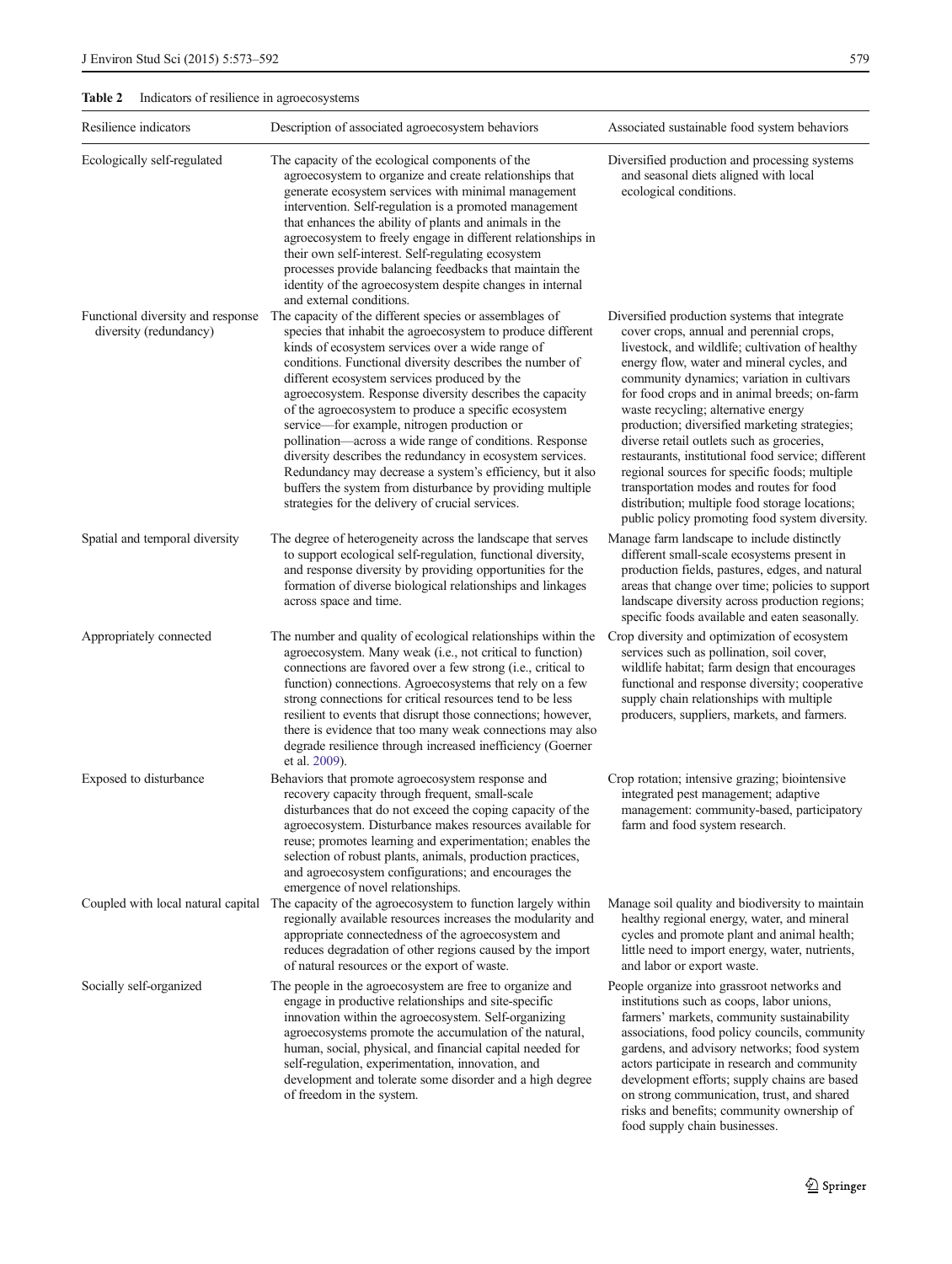**Table 2** Indicators of resilience in agroecosystems

| Resilience indicators | Description of associated agroecosystem behaviors | Associated sustainable food system behaviors |
|---|---|---|
| Ecologically self-regulated | The capacity of the ecological components of the agroecosystem to organize and create relationships that generate ecosystem services with minimal management intervention. Self-regulation is a promoted management that enhances the ability of plants and animals in the agroecosystem to freely engage in different relationships in their own self-interest. Self-regulating ecosystem processes provide balancing feedbacks that maintain the identity of the agroecosystem despite changes in internal and external conditions. | Diversified production and processing systems and seasonal diets aligned with local ecological conditions. |
| Functional diversity and response diversity (redundancy) | The capacity of the different species or assemblages of species that inhabit the agroecosystem to produce different kinds of ecosystem services over a wide range of conditions. Functional diversity describes the number of different ecosystem services produced by the agroecosystem. Response diversity describes the capacity of the agroecosystem to produce a specific ecosystem service—for example, nitrogen production or pollination—across a wide range of conditions. Response diversity describes the redundancy in ecosystem services. Redundancy may decrease a system's efficiency, but it also buffers the system from disturbance by providing multiple strategies for the delivery of crucial services. | Diversified production systems that integrate cover crops, annual and perennial crops, livestock, and wildlife; cultivation of healthy energy flow, water and mineral cycles, and community dynamics; variation in cultivars for food crops and in animal breeds; on-farm waste recycling; alternative energy production; diversified marketing strategies; diverse retail outlets such as groceries, restaurants, institutional food service; different regional sources for specific foods; multiple transportation modes and routes for food distribution; multiple food storage locations; public policy promoting food system diversity. |
| Spatial and temporal diversity | The degree of heterogeneity across the landscape that serves to support ecological self-regulation, functional diversity, and response diversity by providing opportunities for the formation of diverse biological relationships and linkages across space and time. | Manage farm landscape to include distinctly different small-scale ecosystems present in production fields, pastures, edges, and natural areas that change over time; policies to support landscape diversity across production regions; specific foods available and eaten seasonally. |
| Appropriately connected | The number and quality of ecological relationships within the agroecosystem. Many weak (i.e., not critical to function) connections are favored over a few strong (i.e., critical to function) connections. Agroecosystems that rely on a few strong connections for critical resources tend to be less resilient to events that disrupt those connections; however, there is evidence that too many weak connections may also degrade resilience through increased inefficiency (Goerner et al. 2009). | Crop diversity and optimization of ecosystem services such as pollination, soil cover, wildlife habitat; farm design that encourages functional and response diversity; cooperative supply chain relationships with multiple producers, suppliers, markets, and farmers. |
| Exposed to disturbance | Behaviors that promote agroecosystem response and recovery capacity through frequent, small-scale disturbances that do not exceed the coping capacity of the agroecosystem. Disturbance makes resources available for reuse; promotes learning and experimentation; enables the selection of robust plants, animals, production practices, and agroecosystem configurations; and encourages the emergence of novel relationships. | Crop rotation; intensive grazing; biointensive integrated pest management; adaptive management: community-based, participatory farm and food system research. |
| Coupled with local natural capital | The capacity of the agroecosystem to function largely within regionally available resources increases the modularity and appropriate connectedness of the agroecosystem and reduces degradation of other regions caused by the import of natural resources or the export of waste. | Manage soil quality and biodiversity to maintain healthy regional energy, water, and mineral cycles and promote plant and animal health; little need to import energy, water, nutrients, and labor or export waste. |
| Socially self-organized | The people in the agroecosystem are free to organize and engage in productive relationships and site-specific innovation within the agroecosystem. Self-organizing agroecosystems promote the accumulation of the natural, human, social, physical, and financial capital needed for self-regulation, experimentation, innovation, and development and tolerate some disorder and a high degree of freedom in the system. | People organize into grassroot networks and institutions such as coops, labor unions, farmers' markets, community sustainability associations, food policy councils, community gardens, and advisory networks; food system actors participate in research and community development efforts; supply chains are based on strong communication, trust, and shared risks and benefits; community ownership of food supply chain businesses. |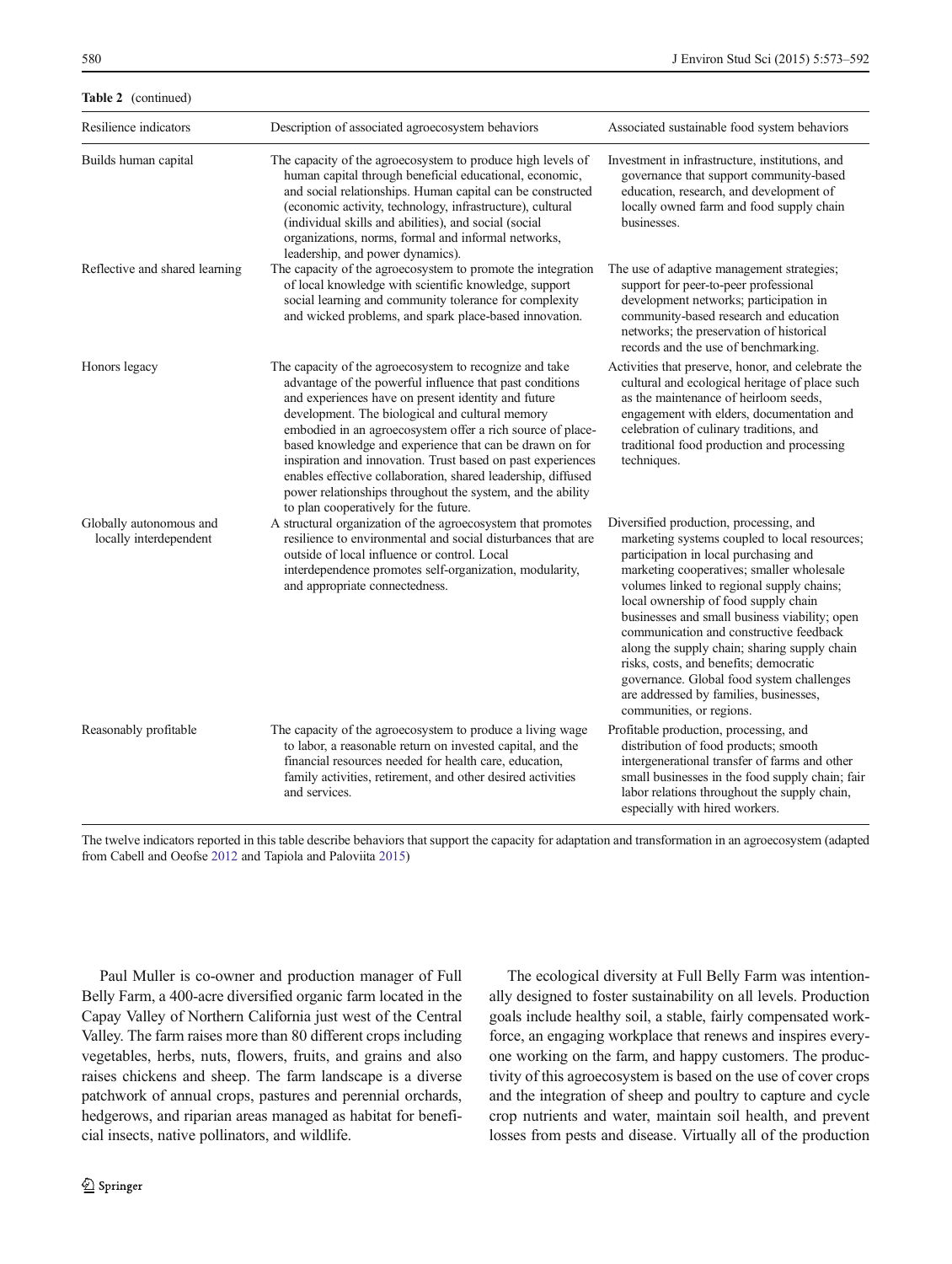**Table 2** (continued)

| Resilience indicators | Description of associated agroecosystem behaviors | Associated sustainable food system behaviors |
|---|---|---|
| Builds human capital | The capacity of the agroecosystem to produce high levels of human capital through beneficial educational, economic, and social relationships. Human capital can be constructed (economic activity, technology, infrastructure), cultural (individual skills and abilities), and social (social organizations, norms, formal and informal networks, leadership, and power dynamics). | Investment in infrastructure, institutions, and governance that support community-based education, research, and development of locally owned farm and food supply chain businesses. |
| Reflective and shared learning | The capacity of the agroecosystem to promote the integration of local knowledge with scientific knowledge, support social learning and community tolerance for complexity and wicked problems, and spark place-based innovation. | The use of adaptive management strategies; support for peer-to-peer professional development networks; participation in community-based research and education networks; the preservation of historical records and the use of benchmarking. |
| Honors legacy | The capacity of the agroecosystem to recognize and take advantage of the powerful influence that past conditions and experiences have on present identity and future development. The biological and cultural memory embodied in an agroecosystem offer a rich source of place-based knowledge and experience that can be drawn on for inspiration and innovation. Trust based on past experiences enables effective collaboration, shared leadership, diffused power relationships throughout the system, and the ability to plan cooperatively for the future. | Activities that preserve, honor, and celebrate the cultural and ecological heritage of place such as the maintenance of heirloom seeds, engagement with elders, documentation and celebration of culinary traditions, and traditional food production and processing techniques. |
| Globally autonomous and locally interdependent | A structural organization of the agroecosystem that promotes resilience to environmental and social disturbances that are outside of local influence or control. Local interdependence promotes self-organization, modularity, and appropriate connectedness. | Diversified production, processing, and marketing systems coupled to local resources; participation in local purchasing and marketing cooperatives; smaller wholesale volumes linked to regional supply chains; local ownership of food supply chain businesses and small business viability; open communication and constructive feedback along the supply chain; sharing supply chain risks, costs, and benefits; democratic governance. Global food system challenges are addressed by families, businesses, communities, or regions. |
| Reasonably profitable | The capacity of the agroecosystem to produce a living wage to labor, a reasonable return on invested capital, and the financial resources needed for health care, education, family activities, retirement, and other desired activities and services. | Profitable production, processing, and distribution of food products; smooth intergenerational transfer of farms and other small businesses in the food supply chain; fair labor relations throughout the supply chain, especially with hired workers. |

The twelve indicators reported in this table describe behaviors that support the capacity for adaptation and transformation in an agroecosystem (adapted from Cabell and Oeofse 2012 and Tapiola and Paloviita 2015)

Paul Muller is co-owner and production manager of Full Belly Farm, a 400-acre diversified organic farm located in the Capay Valley of Northern California just west of the Central Valley. The farm raises more than 80 different crops including vegetables, herbs, nuts, flowers, fruits, and grains and also raises chickens and sheep. The farm landscape is a diverse patchwork of annual crops, pastures and perennial orchards, hedgerows, and riparian areas managed as habitat for beneficial insects, native pollinators, and wildlife.

The ecological diversity at Full Belly Farm was intentionally designed to foster sustainability on all levels. Production goals include healthy soil, a stable, fairly compensated workforce, an engaging workplace that renews and inspires everyone working on the farm, and happy customers. The productivity of this agroecosystem is based on the use of cover crops and the integration of sheep and poultry to capture and cycle crop nutrients and water, maintain soil health, and prevent losses from pests and disease. Virtually all of the production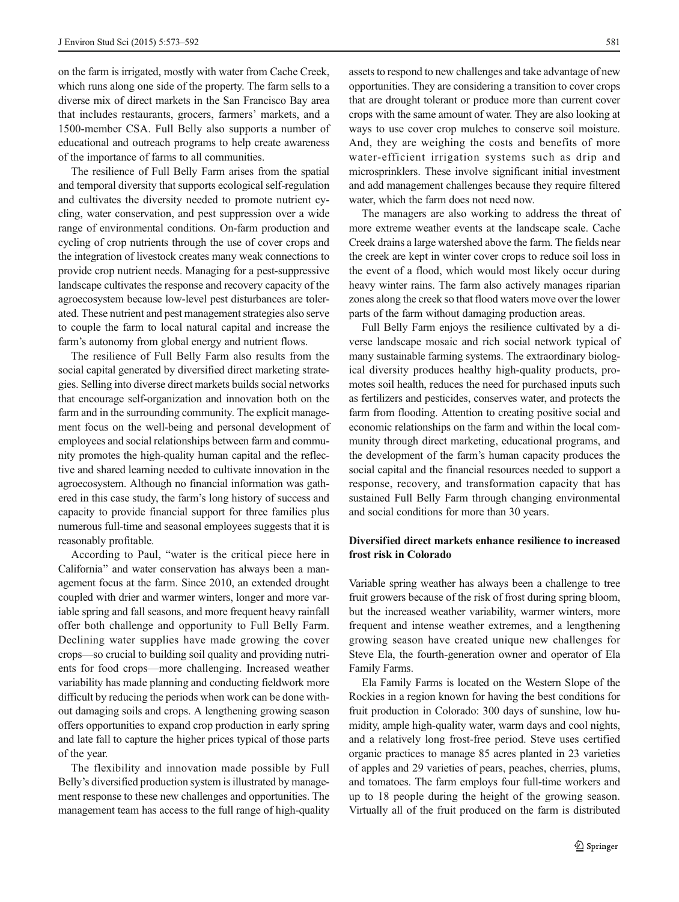on the farm is irrigated, mostly with water from Cache Creek, which runs along one side of the property. The farm sells to a diverse mix of direct markets in the San Francisco Bay area that includes restaurants, grocers, farmers' markets, and a 1500-member CSA. Full Belly also supports a number of educational and outreach programs to help create awareness of the importance of farms to all communities.

The resilience of Full Belly Farm arises from the spatial and temporal diversity that supports ecological self-regulation and cultivates the diversity needed to promote nutrient cycling, water conservation, and pest suppression over a wide range of environmental conditions. On-farm production and cycling of crop nutrients through the use of cover crops and the integration of livestock creates many weak connections to provide crop nutrient needs. Managing for a pest-suppressive landscape cultivates the response and recovery capacity of the agroecosystem because low-level pest disturbances are tolerated. These nutrient and pest management strategies also serve to couple the farm to local natural capital and increase the farm's autonomy from global energy and nutrient flows.

The resilience of Full Belly Farm also results from the social capital generated by diversified direct marketing strategies. Selling into diverse direct markets builds social networks that encourage self-organization and innovation both on the farm and in the surrounding community. The explicit management focus on the well-being and personal development of employees and social relationships between farm and community promotes the high-quality human capital and the reflective and shared learning needed to cultivate innovation in the agroecosystem. Although no financial information was gathered in this case study, the farm's long history of success and capacity to provide financial support for three families plus numerous full-time and seasonal employees suggests that it is reasonably profitable.

According to Paul, "water is the critical piece here in California" and water conservation has always been a management focus at the farm. Since 2010, an extended drought coupled with drier and warmer winters, longer and more variable spring and fall seasons, and more frequent heavy rainfall offer both challenge and opportunity to Full Belly Farm. Declining water supplies have made growing the cover crops—so crucial to building soil quality and providing nutrients for food crops—more challenging. Increased weather variability has made planning and conducting fieldwork more difficult by reducing the periods when work can be done without damaging soils and crops. A lengthening growing season offers opportunities to expand crop production in early spring and late fall to capture the higher prices typical of those parts of the year.

The flexibility and innovation made possible by Full Belly's diversified production system is illustrated by management response to these new challenges and opportunities. The management team has access to the full range of high-quality assets to respond to new challenges and take advantage of new opportunities. They are considering a transition to cover crops that are drought tolerant or produce more than current cover crops with the same amount of water. They are also looking at ways to use cover crop mulches to conserve soil moisture. And, they are weighing the costs and benefits of more water-efficient irrigation systems such as drip and microsprinklers. These involve significant initial investment and add management challenges because they require filtered water, which the farm does not need now.

The managers are also working to address the threat of more extreme weather events at the landscape scale. Cache Creek drains a large watershed above the farm. The fields near the creek are kept in winter cover crops to reduce soil loss in the event of a flood, which would most likely occur during heavy winter rains. The farm also actively manages riparian zones along the creek so that flood waters move over the lower parts of the farm without damaging production areas.

Full Belly Farm enjoys the resilience cultivated by a diverse landscape mosaic and rich social network typical of many sustainable farming systems. The extraordinary biological diversity produces healthy high-quality products, promotes soil health, reduces the need for purchased inputs such as fertilizers and pesticides, conserves water, and protects the farm from flooding. Attention to creating positive social and economic relationships on the farm and within the local community through direct marketing, educational programs, and the development of the farm's human capacity produces the social capital and the financial resources needed to support a response, recovery, and transformation capacity that has sustained Full Belly Farm through changing environmental and social conditions for more than 30 years.

### Diversified direct markets enhance resilience to increased frost risk in Colorado

Variable spring weather has always been a challenge to tree fruit growers because of the risk of frost during spring bloom, but the increased weather variability, warmer winters, more frequent and intense weather extremes, and a lengthening growing season have created unique new challenges for Steve Ela, the fourth-generation owner and operator of Ela Family Farms.

Ela Family Farms is located on the Western Slope of the Rockies in a region known for having the best conditions for fruit production in Colorado: 300 days of sunshine, low humidity, ample high-quality water, warm days and cool nights, and a relatively long frost-free period. Steve uses certified organic practices to manage 85 acres planted in 23 varieties of apples and 29 varieties of pears, peaches, cherries, plums, and tomatoes. The farm employs four full-time workers and up to 18 people during the height of the growing season. Virtually all of the fruit produced on the farm is distributed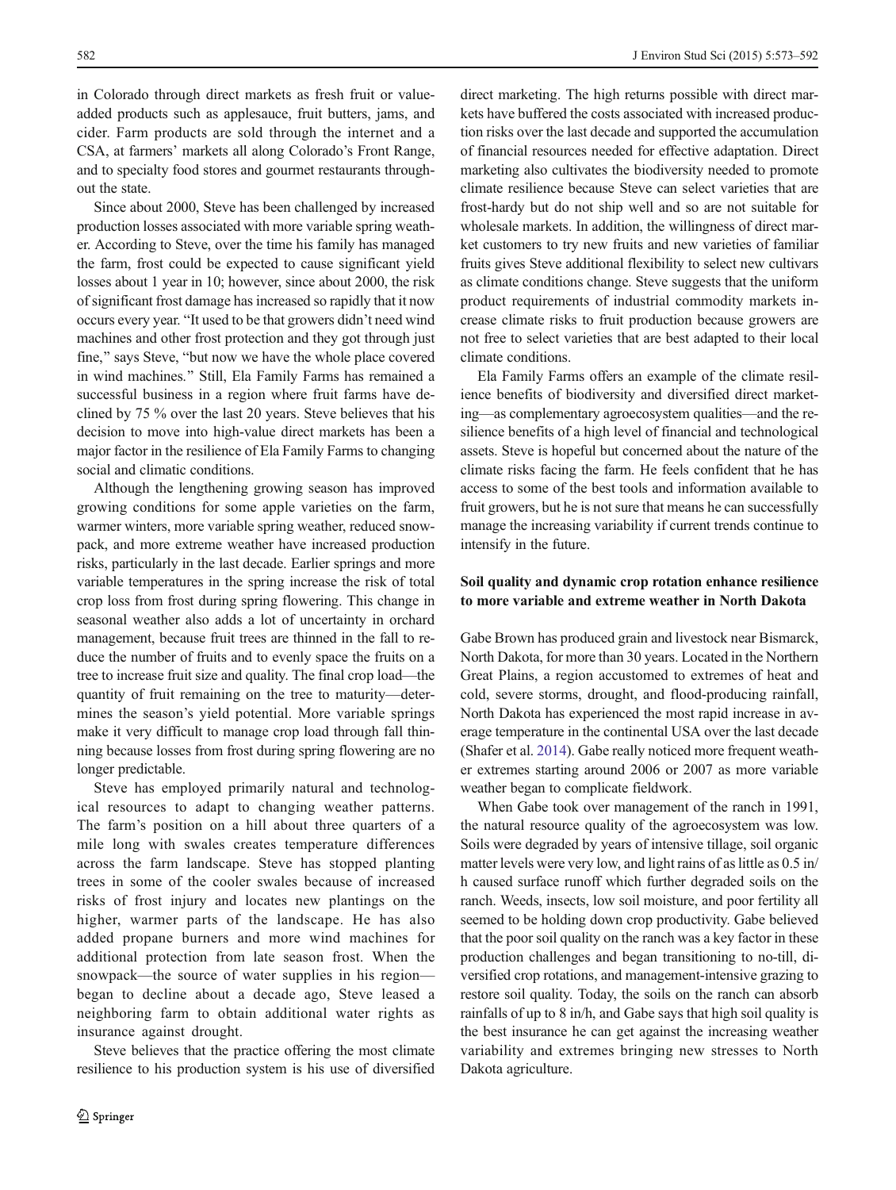in Colorado through direct markets as fresh fruit or value-added products such as applesauce, fruit butters, jams, and cider. Farm products are sold through the internet and a CSA, at farmers' markets all along Colorado's Front Range, and to specialty food stores and gourmet restaurants throughout the state.

Since about 2000, Steve has been challenged by increased production losses associated with more variable spring weather. According to Steve, over the time his family has managed the farm, frost could be expected to cause significant yield losses about 1 year in 10; however, since about 2000, the risk of significant frost damage has increased so rapidly that it now occurs every year. "It used to be that growers didn't need wind machines and other frost protection and they got through just fine," says Steve, "but now we have the whole place covered in wind machines." Still, Ela Family Farms has remained a successful business in a region where fruit farms have declined by 75 % over the last 20 years. Steve believes that his decision to move into high-value direct markets has been a major factor in the resilience of Ela Family Farms to changing social and climatic conditions.

Although the lengthening growing season has improved growing conditions for some apple varieties on the farm, warmer winters, more variable spring weather, reduced snowpack, and more extreme weather have increased production risks, particularly in the last decade. Earlier springs and more variable temperatures in the spring increase the risk of total crop loss from frost during spring flowering. This change in seasonal weather also adds a lot of uncertainty in orchard management, because fruit trees are thinned in the fall to reduce the number of fruits and to evenly space the fruits on a tree to increase fruit size and quality. The final crop load—the quantity of fruit remaining on the tree to maturity—determines the season's yield potential. More variable springs make it very difficult to manage crop load through fall thinning because losses from frost during spring flowering are no longer predictable.

Steve has employed primarily natural and technological resources to adapt to changing weather patterns. The farm's position on a hill about three quarters of a mile long with swales creates temperature differences across the farm landscape. Steve has stopped planting trees in some of the cooler swales because of increased risks of frost injury and locates new plantings on the higher, warmer parts of the landscape. He has also added propane burners and more wind machines for additional protection from late season frost. When the snowpack—the source of water supplies in his region—began to decline about a decade ago, Steve leased a neighboring farm to obtain additional water rights as insurance against drought.

Steve believes that the practice offering the most climate resilience to his production system is his use of diversified direct marketing. The high returns possible with direct markets have buffered the costs associated with increased production risks over the last decade and supported the accumulation of financial resources needed for effective adaptation. Direct marketing also cultivates the biodiversity needed to promote climate resilience because Steve can select varieties that are frost-hardy but do not ship well and so are not suitable for wholesale markets. In addition, the willingness of direct market customers to try new fruits and new varieties of familiar fruits gives Steve additional flexibility to select new cultivars as climate conditions change. Steve suggests that the uniform product requirements of industrial commodity markets increase climate risks to fruit production because growers are not free to select varieties that are best adapted to their local climate conditions.

Ela Family Farms offers an example of the climate resilience benefits of biodiversity and diversified direct marketing—as complementary agroecosystem qualities—and the resilience benefits of a high level of financial and technological assets. Steve is hopeful but concerned about the nature of the climate risks facing the farm. He feels confident that he has access to some of the best tools and information available to fruit growers, but he is not sure that means he can successfully manage the increasing variability if current trends continue to intensify in the future.

### Soil quality and dynamic crop rotation enhance resilience to more variable and extreme weather in North Dakota

Gabe Brown has produced grain and livestock near Bismarck, North Dakota, for more than 30 years. Located in the Northern Great Plains, a region accustomed to extremes of heat and cold, severe storms, drought, and flood-producing rainfall, North Dakota has experienced the most rapid increase in average temperature in the continental USA over the last decade (Shafer et al. 2014). Gabe really noticed more frequent weather extremes starting around 2006 or 2007 as more variable weather began to complicate fieldwork.

When Gabe took over management of the ranch in 1991, the natural resource quality of the agroecosystem was low. Soils were degraded by years of intensive tillage, soil organic matter levels were very low, and light rains of as little as 0.5 in/h caused surface runoff which further degraded soils on the ranch. Weeds, insects, low soil moisture, and poor fertility all seemed to be holding down crop productivity. Gabe believed that the poor soil quality on the ranch was a key factor in these production challenges and began transitioning to no-till, diversified crop rotations, and management-intensive grazing to restore soil quality. Today, the soils on the ranch can absorb rainfalls of up to 8 in/h, and Gabe says that high soil quality is the best insurance he can get against the increasing weather variability and extremes bringing new stresses to North Dakota agriculture.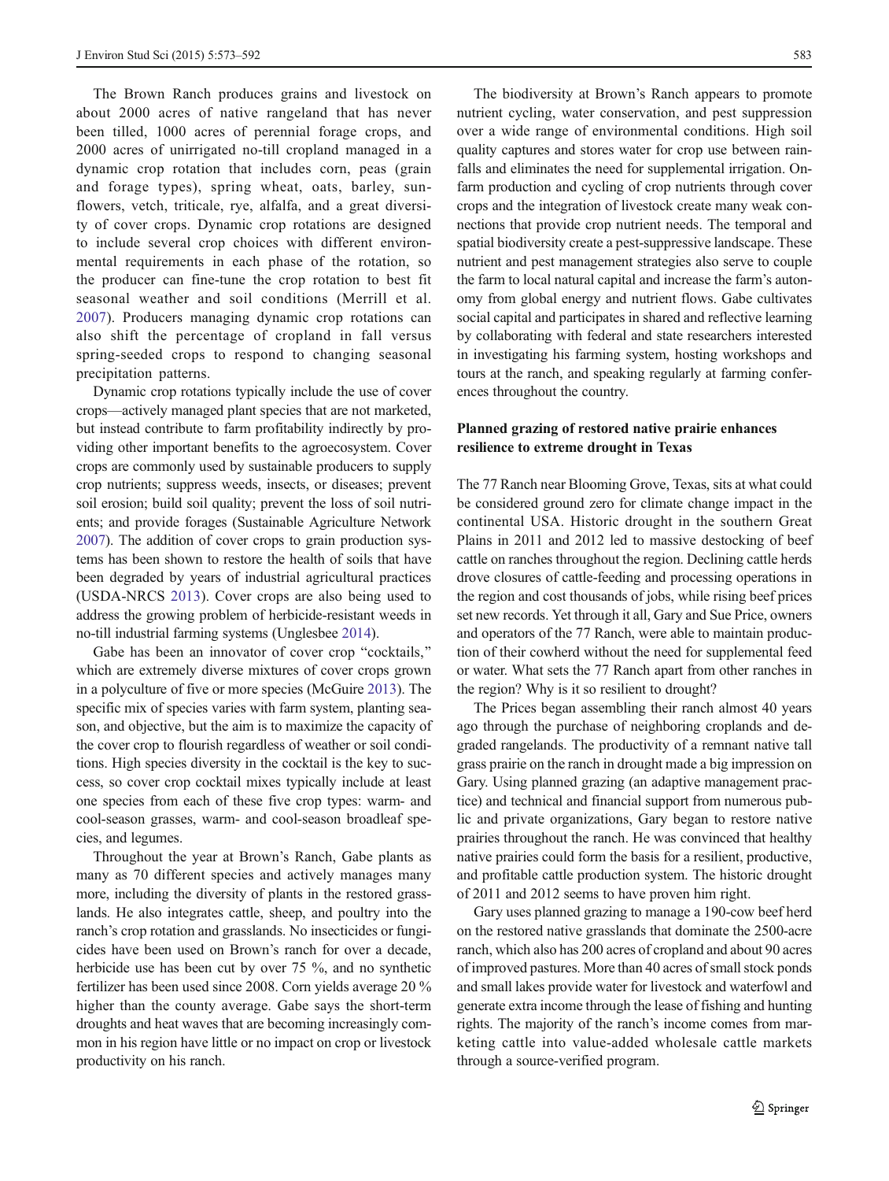The Brown Ranch produces grains and livestock on about 2000 acres of native rangeland that has never been tilled, 1000 acres of perennial forage crops, and 2000 acres of unirrigated no-till cropland managed in a dynamic crop rotation that includes corn, peas (grain and forage types), spring wheat, oats, barley, sunflowers, vetch, triticale, rye, alfalfa, and a great diversity of cover crops. Dynamic crop rotations are designed to include several crop choices with different environmental requirements in each phase of the rotation, so the producer can fine-tune the crop rotation to best fit seasonal weather and soil conditions (Merrill et al. 2007). Producers managing dynamic crop rotations can also shift the percentage of cropland in fall versus spring-seeded crops to respond to changing seasonal precipitation patterns.

Dynamic crop rotations typically include the use of cover crops—actively managed plant species that are not marketed, but instead contribute to farm profitability indirectly by providing other important benefits to the agroecosystem. Cover crops are commonly used by sustainable producers to supply crop nutrients; suppress weeds, insects, or diseases; prevent soil erosion; build soil quality; prevent the loss of soil nutrients; and provide forages (Sustainable Agriculture Network 2007). The addition of cover crops to grain production systems has been shown to restore the health of soils that have been degraded by years of industrial agricultural practices (USDA-NRCS 2013). Cover crops are also being used to address the growing problem of herbicide-resistant weeds in no-till industrial farming systems (Unglesbee 2014).

Gabe has been an innovator of cover crop "cocktails," which are extremely diverse mixtures of cover crops grown in a polyculture of five or more species (McGuire 2013). The specific mix of species varies with farm system, planting season, and objective, but the aim is to maximize the capacity of the cover crop to flourish regardless of weather or soil conditions. High species diversity in the cocktail is the key to success, so cover crop cocktail mixes typically include at least one species from each of these five crop types: warm- and cool-season grasses, warm- and cool-season broadleaf species, and legumes.

Throughout the year at Brown's Ranch, Gabe plants as many as 70 different species and actively manages many more, including the diversity of plants in the restored grasslands. He also integrates cattle, sheep, and poultry into the ranch's crop rotation and grasslands. No insecticides or fungicides have been used on Brown's ranch for over a decade, herbicide use has been cut by over 75 %, and no synthetic fertilizer has been used since 2008. Corn yields average 20 % higher than the county average. Gabe says the short-term droughts and heat waves that are becoming increasingly common in his region have little or no impact on crop or livestock productivity on his ranch.

The biodiversity at Brown's Ranch appears to promote nutrient cycling, water conservation, and pest suppression over a wide range of environmental conditions. High soil quality captures and stores water for crop use between rainfalls and eliminates the need for supplemental irrigation. On-farm production and cycling of crop nutrients through cover crops and the integration of livestock create many weak connections that provide crop nutrient needs. The temporal and spatial biodiversity create a pest-suppressive landscape. These nutrient and pest management strategies also serve to couple the farm to local natural capital and increase the farm's autonomy from global energy and nutrient flows. Gabe cultivates social capital and participates in shared and reflective learning by collaborating with federal and state researchers interested in investigating his farming system, hosting workshops and tours at the ranch, and speaking regularly at farming conferences throughout the country.

## Planned grazing of restored native prairie enhances resilience to extreme drought in Texas

The 77 Ranch near Blooming Grove, Texas, sits at what could be considered ground zero for climate change impact in the continental USA. Historic drought in the southern Great Plains in 2011 and 2012 led to massive destocking of beef cattle on ranches throughout the region. Declining cattle herds drove closures of cattle-feeding and processing operations in the region and cost thousands of jobs, while rising beef prices set new records. Yet through it all, Gary and Sue Price, owners and operators of the 77 Ranch, were able to maintain production of their cowherd without the need for supplemental feed or water. What sets the 77 Ranch apart from other ranches in the region? Why is it so resilient to drought?

The Prices began assembling their ranch almost 40 years ago through the purchase of neighboring croplands and degraded rangelands. The productivity of a remnant native tall grass prairie on the ranch in drought made a big impression on Gary. Using planned grazing (an adaptive management practice) and technical and financial support from numerous public and private organizations, Gary began to restore native prairies throughout the ranch. He was convinced that healthy native prairies could form the basis for a resilient, productive, and profitable cattle production system. The historic drought of 2011 and 2012 seems to have proven him right.

Gary uses planned grazing to manage a 190-cow beef herd on the restored native grasslands that dominate the 2500-acre ranch, which also has 200 acres of cropland and about 90 acres of improved pastures. More than 40 acres of small stock ponds and small lakes provide water for livestock and waterfowl and generate extra income through the lease of fishing and hunting rights. The majority of the ranch's income comes from marketing cattle into value-added wholesale cattle markets through a source-verified program.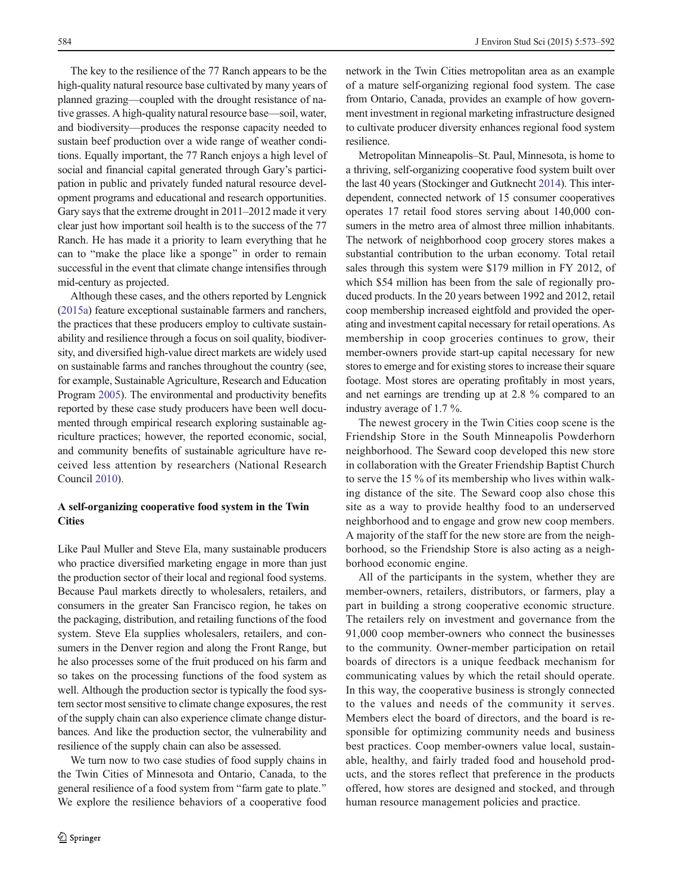The key to the resilience of the 77 Ranch appears to be the high-quality natural resource base cultivated by many years of planned grazing—coupled with the drought resistance of native grasses. A high-quality natural resource base—soil, water, and biodiversity—produces the response capacity needed to sustain beef production over a wide range of weather conditions. Equally important, the 77 Ranch enjoys a high level of social and financial capital generated through Gary's participation in public and privately funded natural resource development programs and educational and research opportunities. Gary says that the extreme drought in 2011–2012 made it very clear just how important soil health is to the success of the 77 Ranch. He has made it a priority to learn everything that he can to "make the place like a sponge" in order to remain successful in the event that climate change intensifies through mid-century as projected.

Although these cases, and the others reported by Lengnick (2015a) feature exceptional sustainable farmers and ranchers, the practices that these producers employ to cultivate sustainability and resilience through a focus on soil quality, biodiversity, and diversified high-value direct markets are widely used on sustainable farms and ranches throughout the country (see, for example, Sustainable Agriculture, Research and Education Program 2005). The environmental and productivity benefits reported by these case study producers have been well documented through empirical research exploring sustainable agriculture practices; however, the reported economic, social, and community benefits of sustainable agriculture have received less attention by researchers (National Research Council 2010).

### A self-organizing cooperative food system in the Twin Cities

Like Paul Muller and Steve Ela, many sustainable producers who practice diversified marketing engage in more than just the production sector of their local and regional food systems. Because Paul markets directly to wholesalers, retailers, and consumers in the greater San Francisco region, he takes on the packaging, distribution, and retailing functions of the food system. Steve Ela supplies wholesalers, retailers, and consumers in the Denver region and along the Front Range, but he also processes some of the fruit produced on his farm and so takes on the processing functions of the food system as well. Although the production sector is typically the food system sector most sensitive to climate change exposures, the rest of the supply chain can also experience climate change disturbances. And like the production sector, the vulnerability and resilience of the supply chain can also be assessed.

We turn now to two case studies of food supply chains in the Twin Cities of Minnesota and Ontario, Canada, to the general resilience of a food system from "farm gate to plate." We explore the resilience behaviors of a cooperative food network in the Twin Cities metropolitan area as an example of a mature self-organizing regional food system. The case from Ontario, Canada, provides an example of how government investment in regional marketing infrastructure designed to cultivate producer diversity enhances regional food system resilience.

Metropolitan Minneapolis–St. Paul, Minnesota, is home to a thriving, self-organizing cooperative food system built over the last 40 years (Stockinger and Gutknecht 2014). This interdependent, connected network of 15 consumer cooperatives operates 17 retail food stores serving about 140,000 consumers in the metro area of almost three million inhabitants. The network of neighborhood coop grocery stores makes a substantial contribution to the urban economy. Total retail sales through this system were $179 million in FY 2012, of which $54 million has been from the sale of regionally produced products. In the 20 years between 1992 and 2012, retail coop membership increased eightfold and provided the operating and investment capital necessary for retail operations. As membership in coop groceries continues to grow, their member-owners provide start-up capital necessary for new stores to emerge and for existing stores to increase their square footage. Most stores are operating profitably in most years, and net earnings are trending up at 2.8 % compared to an industry average of 1.7 %.

The newest grocery in the Twin Cities coop scene is the Friendship Store in the South Minneapolis Powderhorn neighborhood. The Seward coop developed this new store in collaboration with the Greater Friendship Baptist Church to serve the 15 % of its membership who lives within walking distance of the site. The Seward coop also chose this site as a way to provide healthy food to an underserved neighborhood and to engage and grow new coop members. A majority of the staff for the new store are from the neighborhood, so the Friendship Store is also acting as a neighborhood economic engine.

All of the participants in the system, whether they are member-owners, retailers, distributors, or farmers, play a part in building a strong cooperative economic structure. The retailers rely on investment and governance from the 91,000 coop member-owners who connect the businesses to the community. Owner-member participation on retail boards of directors is a unique feedback mechanism for communicating values by which the retail should operate. In this way, the cooperative business is strongly connected to the values and needs of the community it serves. Members elect the board of directors, and the board is responsible for optimizing community needs and business best practices. Coop member-owners value local, sustainable, healthy, and fairly traded food and household products, and the stores reflect that preference in the products offered, how stores are designed and stocked, and through human resource management policies and practice.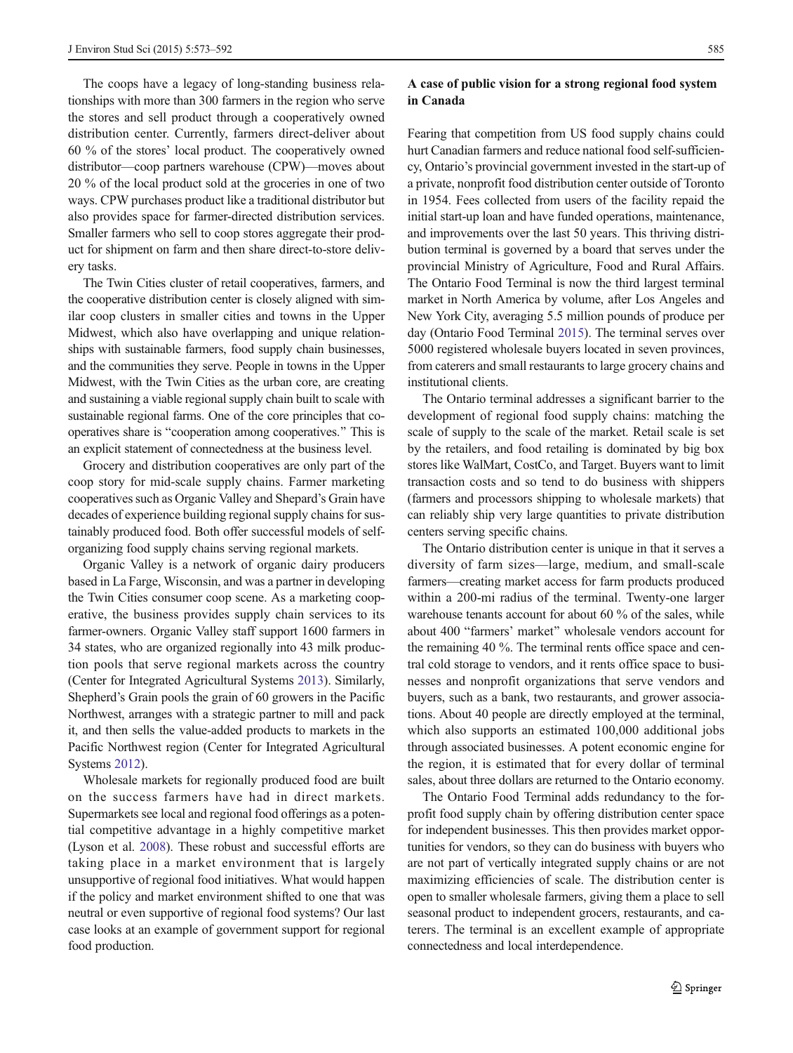The coops have a legacy of long-standing business relationships with more than 300 farmers in the region who serve the stores and sell product through a cooperatively owned distribution center. Currently, farmers direct-deliver about 60 % of the stores' local product. The cooperatively owned distributor—coop partners warehouse (CPW)—moves about 20 % of the local product sold at the groceries in one of two ways. CPW purchases product like a traditional distributor but also provides space for farmer-directed distribution services. Smaller farmers who sell to coop stores aggregate their product for shipment on farm and then share direct-to-store delivery tasks.

The Twin Cities cluster of retail cooperatives, farmers, and the cooperative distribution center is closely aligned with similar coop clusters in smaller cities and towns in the Upper Midwest, which also have overlapping and unique relationships with sustainable farmers, food supply chain businesses, and the communities they serve. People in towns in the Upper Midwest, with the Twin Cities as the urban core, are creating and sustaining a viable regional supply chain built to scale with sustainable regional farms. One of the core principles that cooperatives share is "cooperation among cooperatives." This is an explicit statement of connectedness at the business level.

Grocery and distribution cooperatives are only part of the coop story for mid-scale supply chains. Farmer marketing cooperatives such as Organic Valley and Shepard's Grain have decades of experience building regional supply chains for sustainably produced food. Both offer successful models of self-organizing food supply chains serving regional markets.

Organic Valley is a network of organic dairy producers based in La Farge, Wisconsin, and was a partner in developing the Twin Cities consumer coop scene. As a marketing cooperative, the business provides supply chain services to its farmer-owners. Organic Valley staff support 1600 farmers in 34 states, who are organized regionally into 43 milk production pools that serve regional markets across the country (Center for Integrated Agricultural Systems 2013). Similarly, Shepherd's Grain pools the grain of 60 growers in the Pacific Northwest, arranges with a strategic partner to mill and pack it, and then sells the value-added products to markets in the Pacific Northwest region (Center for Integrated Agricultural Systems 2012).

Wholesale markets for regionally produced food are built on the success farmers have had in direct markets. Supermarkets see local and regional food offerings as a potential competitive advantage in a highly competitive market (Lyson et al. 2008). These robust and successful efforts are taking place in a market environment that is largely unsupportive of regional food initiatives. What would happen if the policy and market environment shifted to one that was neutral or even supportive of regional food systems? Our last case looks at an example of government support for regional food production.

## A case of public vision for a strong regional food system in Canada

Fearing that competition from US food supply chains could hurt Canadian farmers and reduce national food self-sufficiency, Ontario's provincial government invested in the start-up of a private, nonprofit food distribution center outside of Toronto in 1954. Fees collected from users of the facility repaid the initial start-up loan and have funded operations, maintenance, and improvements over the last 50 years. This thriving distribution terminal is governed by a board that serves under the provincial Ministry of Agriculture, Food and Rural Affairs. The Ontario Food Terminal is now the third largest terminal market in North America by volume, after Los Angeles and New York City, averaging 5.5 million pounds of produce per day (Ontario Food Terminal 2015). The terminal serves over 5000 registered wholesale buyers located in seven provinces, from caterers and small restaurants to large grocery chains and institutional clients.

The Ontario terminal addresses a significant barrier to the development of regional food supply chains: matching the scale of supply to the scale of the market. Retail scale is set by the retailers, and food retailing is dominated by big box stores like WalMart, CostCo, and Target. Buyers want to limit transaction costs and so tend to do business with shippers (farmers and processors shipping to wholesale markets) that can reliably ship very large quantities to private distribution centers serving specific chains.

The Ontario distribution center is unique in that it serves a diversity of farm sizes—large, medium, and small-scale farmers—creating market access for farm products produced within a 200-mi radius of the terminal. Twenty-one larger warehouse tenants account for about 60 % of the sales, while about 400 "farmers' market" wholesale vendors account for the remaining 40 %. The terminal rents office space and central cold storage to vendors, and it rents office space to businesses and nonprofit organizations that serve vendors and buyers, such as a bank, two restaurants, and grower associations. About 40 people are directly employed at the terminal, which also supports an estimated 100,000 additional jobs through associated businesses. A potent economic engine for the region, it is estimated that for every dollar of terminal sales, about three dollars are returned to the Ontario economy.

The Ontario Food Terminal adds redundancy to the for-profit food supply chain by offering distribution center space for independent businesses. This then provides market opportunities for vendors, so they can do business with buyers who are not part of vertically integrated supply chains or are not maximizing efficiencies of scale. The distribution center is open to smaller wholesale farmers, giving them a place to sell seasonal product to independent grocers, restaurants, and caterers. The terminal is an excellent example of appropriate connectedness and local interdependence.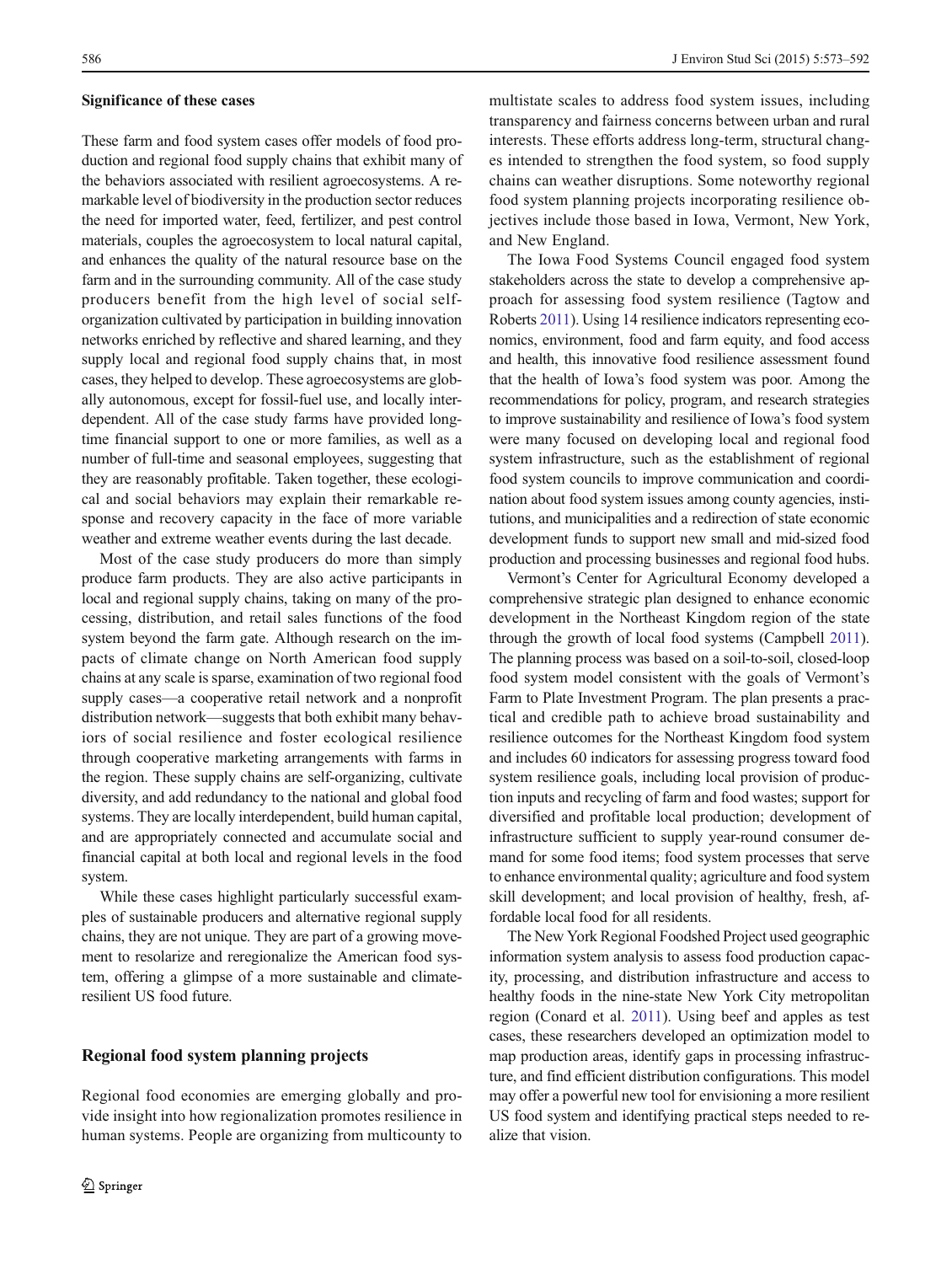### Significance of these cases

These farm and food system cases offer models of food production and regional food supply chains that exhibit many of the behaviors associated with resilient agroecosystems. A remarkable level of biodiversity in the production sector reduces the need for imported water, feed, fertilizer, and pest control materials, couples the agroecosystem to local natural capital, and enhances the quality of the natural resource base on the farm and in the surrounding community. All of the case study producers benefit from the high level of social self-organization cultivated by participation in building innovation networks enriched by reflective and shared learning, and they supply local and regional food supply chains that, in most cases, they helped to develop. These agroecosystems are globally autonomous, except for fossil-fuel use, and locally interdependent. All of the case study farms have provided long-time financial support to one or more families, as well as a number of full-time and seasonal employees, suggesting that they are reasonably profitable. Taken together, these ecological and social behaviors may explain their remarkable response and recovery capacity in the face of more variable weather and extreme weather events during the last decade.

Most of the case study producers do more than simply produce farm products. They are also active participants in local and regional supply chains, taking on many of the processing, distribution, and retail sales functions of the food system beyond the farm gate. Although research on the impacts of climate change on North American food supply chains at any scale is sparse, examination of two regional food supply cases—a cooperative retail network and a nonprofit distribution network—suggests that both exhibit many behaviors of social resilience and foster ecological resilience through cooperative marketing arrangements with farms in the region. These supply chains are self-organizing, cultivate diversity, and add redundancy to the national and global food systems. They are locally interdependent, build human capital, and are appropriately connected and accumulate social and financial capital at both local and regional levels in the food system.

While these cases highlight particularly successful examples of sustainable producers and alternative regional supply chains, they are not unique. They are part of a growing movement to resolarize and reregionalize the American food system, offering a glimpse of a more sustainable and climate-resilient US food future.

## Regional food system planning projects

Regional food economies are emerging globally and provide insight into how regionalization promotes resilience in human systems. People are organizing from multicounty to multistate scales to address food system issues, including transparency and fairness concerns between urban and rural interests. These efforts address long-term, structural changes intended to strengthen the food system, so food supply chains can weather disruptions. Some noteworthy regional food system planning projects incorporating resilience objectives include those based in Iowa, Vermont, New York, and New England.

The Iowa Food Systems Council engaged food system stakeholders across the state to develop a comprehensive approach for assessing food system resilience (Tagtow and Roberts 2011). Using 14 resilience indicators representing economics, environment, food and farm equity, and food access and health, this innovative food resilience assessment found that the health of Iowa's food system was poor. Among the recommendations for policy, program, and research strategies to improve sustainability and resilience of Iowa's food system were many focused on developing local and regional food system infrastructure, such as the establishment of regional food system councils to improve communication and coordination about food system issues among county agencies, institutions, and municipalities and a redirection of state economic development funds to support new small and mid-sized food production and processing businesses and regional food hubs.

Vermont's Center for Agricultural Economy developed a comprehensive strategic plan designed to enhance economic development in the Northeast Kingdom region of the state through the growth of local food systems (Campbell 2011). The planning process was based on a soil-to-soil, closed-loop food system model consistent with the goals of Vermont's Farm to Plate Investment Program. The plan presents a practical and credible path to achieve broad sustainability and resilience outcomes for the Northeast Kingdom food system and includes 60 indicators for assessing progress toward food system resilience goals, including local provision of production inputs and recycling of farm and food wastes; support for diversified and profitable local production; development of infrastructure sufficient to supply year-round consumer demand for some food items; food system processes that serve to enhance environmental quality; agriculture and food system skill development; and local provision of healthy, fresh, affordable local food for all residents.

The New York Regional Foodshed Project used geographic information system analysis to assess food production capacity, processing, and distribution infrastructure and access to healthy foods in the nine-state New York City metropolitan region (Conard et al. 2011). Using beef and apples as test cases, these researchers developed an optimization model to map production areas, identify gaps in processing infrastructure, and find efficient distribution configurations. This model may offer a powerful new tool for envisioning a more resilient US food system and identifying practical steps needed to realize that vision.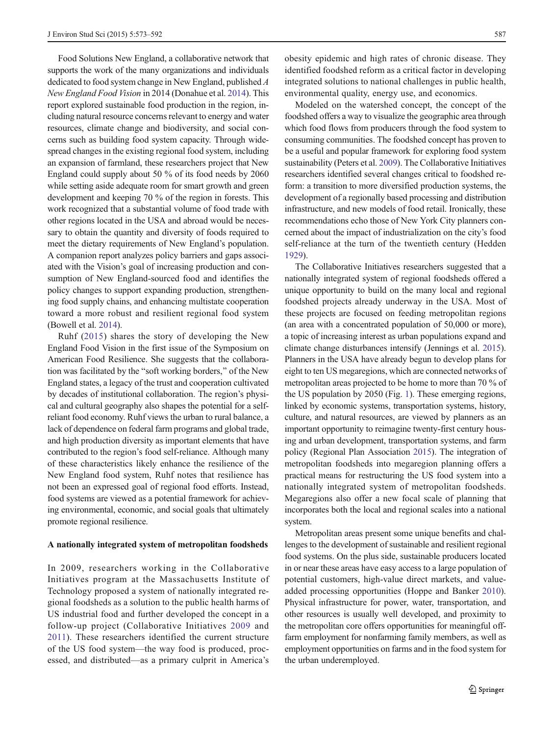Food Solutions New England, a collaborative network that supports the work of the many organizations and individuals dedicated to food system change in New England, published *A New England Food Vision* in 2014 (Donahue et al. 2014). This report explored sustainable food production in the region, including natural resource concerns relevant to energy and water resources, climate change and biodiversity, and social concerns such as building food system capacity. Through widespread changes in the existing regional food system, including an expansion of farmland, these researchers project that New England could supply about 50 % of its food needs by 2060 while setting aside adequate room for smart growth and green development and keeping 70 % of the region in forests. This work recognized that a substantial volume of food trade with other regions located in the USA and abroad would be necessary to obtain the quantity and diversity of foods required to meet the dietary requirements of New England's population. A companion report analyzes policy barriers and gaps associated with the Vision's goal of increasing production and consumption of New England-sourced food and identifies the policy changes to support expanding production, strengthening food supply chains, and enhancing multistate cooperation toward a more robust and resilient regional food system (Bowell et al. 2014).

Ruhf (2015) shares the story of developing the New England Food Vision in the first issue of the Symposium on American Food Resilience. She suggests that the collaboration was facilitated by the "soft working borders," of the New England states, a legacy of the trust and cooperation cultivated by decades of institutional collaboration. The region's physical and cultural geography also shapes the potential for a self-reliant food economy. Ruhf views the urban to rural balance, a lack of dependence on federal farm programs and global trade, and high production diversity as important elements that have contributed to the region's food self-reliance. Although many of these characteristics likely enhance the resilience of the New England food system, Ruhf notes that resilience has not been an expressed goal of regional food efforts. Instead, food systems are viewed as a potential framework for achieving environmental, economic, and social goals that ultimately promote regional resilience.

### A nationally integrated system of metropolitan foodsheds

In 2009, researchers working in the Collaborative Initiatives program at the Massachusetts Institute of Technology proposed a system of nationally integrated regional foodsheds as a solution to the public health harms of US industrial food and further developed the concept in a follow-up project (Collaborative Initiatives 2009 and 2011). These researchers identified the current structure of the US food system—the way food is produced, processed, and distributed—as a primary culprit in America's obesity epidemic and high rates of chronic disease. They identified foodshed reform as a critical factor in developing integrated solutions to national challenges in public health, environmental quality, energy use, and economics.

Modeled on the watershed concept, the concept of the foodshed offers a way to visualize the geographic area through which food flows from producers through the food system to consuming communities. The foodshed concept has proven to be a useful and popular framework for exploring food system sustainability (Peters et al. 2009). The Collaborative Initiatives researchers identified several changes critical to foodshed reform: a transition to more diversified production systems, the development of a regionally based processing and distribution infrastructure, and new models of food retail. Ironically, these recommendations echo those of New York City planners concerned about the impact of industrialization on the city's food self-reliance at the turn of the twentieth century (Hedden 1929).

The Collaborative Initiatives researchers suggested that a nationally integrated system of regional foodsheds offered a unique opportunity to build on the many local and regional foodshed projects already underway in the USA. Most of these projects are focused on feeding metropolitan regions (an area with a concentrated population of 50,000 or more), a topic of increasing interest as urban populations expand and climate change disturbances intensify (Jennings et al. 2015). Planners in the USA have already begun to develop plans for eight to ten US megaregions, which are connected networks of metropolitan areas projected to be home to more than 70 % of the US population by 2050 (Fig. 1). These emerging regions, linked by economic systems, transportation systems, history, culture, and natural resources, are viewed by planners as an important opportunity to reimagine twenty-first century housing and urban development, transportation systems, and farm policy (Regional Plan Association 2015). The integration of metropolitan foodsheds into megaregion planning offers a practical means for restructuring the US food system into a nationally integrated system of metropolitan foodsheds. Megaregions also offer a new focal scale of planning that incorporates both the local and regional scales into a national system.

Metropolitan areas present some unique benefits and challenges to the development of sustainable and resilient regional food systems. On the plus side, sustainable producers located in or near these areas have easy access to a large population of potential customers, high-value direct markets, and value-added processing opportunities (Hoppe and Banker 2010). Physical infrastructure for power, water, transportation, and other resources is usually well developed, and proximity to the metropolitan core offers opportunities for meaningful off-farm employment for nonfarming family members, as well as employment opportunities on farms and in the food system for the urban underemployed.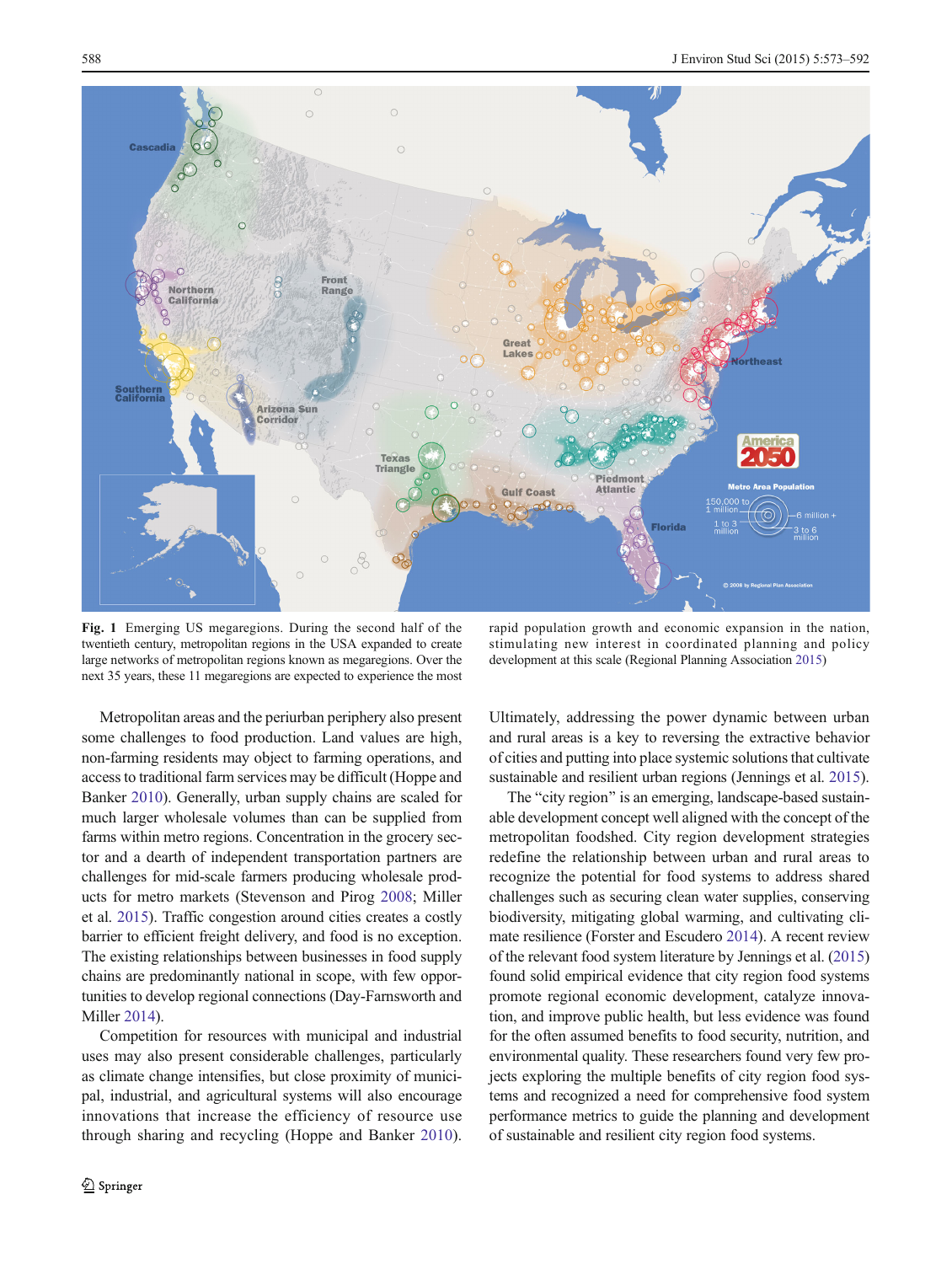Fig. 1 Emerging US megaregions. During the second half of the twentieth century, metropolitan regions in the USA expanded to create large networks of metropolitan regions known as megaregions. Over the next 35 years, these 11 megaregions are expected to experience the most rapid population growth and economic expansion in the nation, stimulating new interest in coordinated planning and policy development at this scale (Regional Planning Association 2015)

Metropolitan areas and the periurban periphery also present some challenges to food production. Land values are high, non-farming residents may object to farming operations, and access to traditional farm services may be difficult (Hoppe and Banker 2010). Generally, urban supply chains are scaled for much larger wholesale volumes than can be supplied from farms within metro regions. Concentration in the grocery sector and a dearth of independent transportation partners are challenges for mid-scale farmers producing wholesale products for metro markets (Stevenson and Pirog 2008; Miller et al. 2015). Traffic congestion around cities creates a costly barrier to efficient freight delivery, and food is no exception. The existing relationships between businesses in food supply chains are predominantly national in scope, with few opportunities to develop regional connections (Day-Farnsworth and Miller 2014).

Competition for resources with municipal and industrial uses may also present considerable challenges, particularly as climate change intensifies, but close proximity of municipal, industrial, and agricultural systems will also encourage innovations that increase the efficiency of resource use through sharing and recycling (Hoppe and Banker 2010). Ultimately, addressing the power dynamic between urban and rural areas is a key to reversing the extractive behavior of cities and putting into place systemic solutions that cultivate sustainable and resilient urban regions (Jennings et al. 2015).

The "city region" is an emerging, landscape-based sustainable development concept well aligned with the concept of the metropolitan foodshed. City region development strategies redefine the relationship between urban and rural areas to recognize the potential for food systems to address shared challenges such as securing clean water supplies, conserving biodiversity, mitigating global warming, and cultivating climate resilience (Forster and Escudero 2014). A recent review of the relevant food system literature by Jennings et al. (2015) found solid empirical evidence that city region food systems promote regional economic development, catalyze innovation, and improve public health, but less evidence was found for the often assumed benefits to food security, nutrition, and environmental quality. These researchers found very few projects exploring the multiple benefits of city region food systems and recognized a need for comprehensive food system performance metrics to guide the planning and development of sustainable and resilient city region food systems.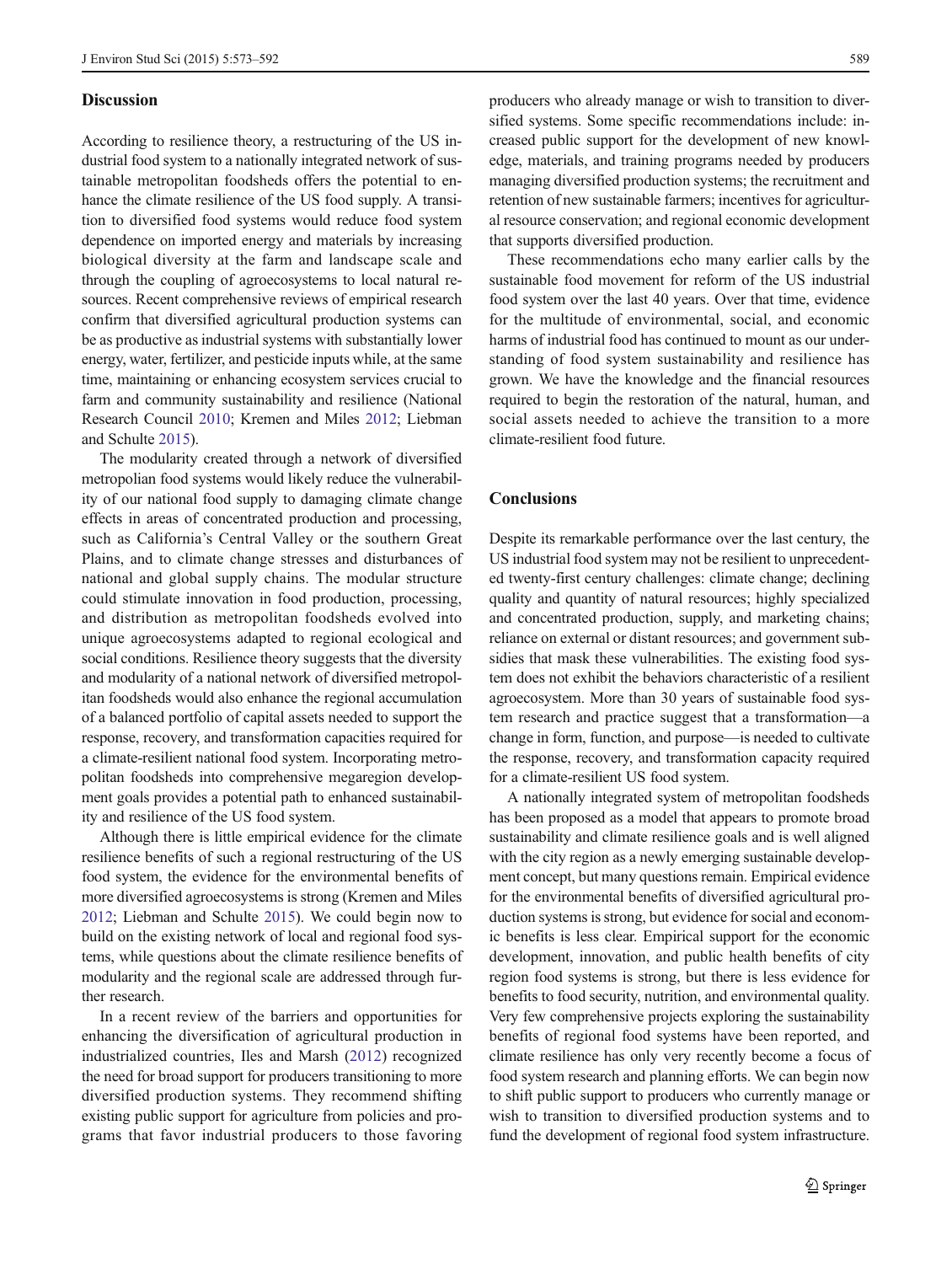## Discussion

According to resilience theory, a restructuring of the US industrial food system to a nationally integrated network of sustainable metropolitan foodsheds offers the potential to enhance the climate resilience of the US food supply. A transition to diversified food systems would reduce food system dependence on imported energy and materials by increasing biological diversity at the farm and landscape scale and through the coupling of agroecosystems to local natural resources. Recent comprehensive reviews of empirical research confirm that diversified agricultural production systems can be as productive as industrial systems with substantially lower energy, water, fertilizer, and pesticide inputs while, at the same time, maintaining or enhancing ecosystem services crucial to farm and community sustainability and resilience (National Research Council 2010; Kremen and Miles 2012; Liebman and Schulte 2015).

The modularity created through a network of diversified metropolian food systems would likely reduce the vulnerability of our national food supply to damaging climate change effects in areas of concentrated production and processing, such as California's Central Valley or the southern Great Plains, and to climate change stresses and disturbances of national and global supply chains. The modular structure could stimulate innovation in food production, processing, and distribution as metropolitan foodsheds evolved into unique agroecosystems adapted to regional ecological and social conditions. Resilience theory suggests that the diversity and modularity of a national network of diversified metropolitan foodsheds would also enhance the regional accumulation of a balanced portfolio of capital assets needed to support the response, recovery, and transformation capacities required for a climate-resilient national food system. Incorporating metropolitan foodsheds into comprehensive megaregion development goals provides a potential path to enhanced sustainability and resilience of the US food system.

Although there is little empirical evidence for the climate resilience benefits of such a regional restructuring of the US food system, the evidence for the environmental benefits of more diversified agroecosystems is strong (Kremen and Miles 2012; Liebman and Schulte 2015). We could begin now to build on the existing network of local and regional food systems, while questions about the climate resilience benefits of modularity and the regional scale are addressed through further research.

In a recent review of the barriers and opportunities for enhancing the diversification of agricultural production in industrialized countries, Iles and Marsh (2012) recognized the need for broad support for producers transitioning to more diversified production systems. They recommend shifting existing public support for agriculture from policies and programs that favor industrial producers to those favoring producers who already manage or wish to transition to diversified systems. Some specific recommendations include: increased public support for the development of new knowledge, materials, and training programs needed by producers managing diversified production systems; the recruitment and retention of new sustainable farmers; incentives for agricultural resource conservation; and regional economic development that supports diversified production.

These recommendations echo many earlier calls by the sustainable food movement for reform of the US industrial food system over the last 40 years. Over that time, evidence for the multitude of environmental, social, and economic harms of industrial food has continued to mount as our understanding of food system sustainability and resilience has grown. We have the knowledge and the financial resources required to begin the restoration of the natural, human, and social assets needed to achieve the transition to a more climate-resilient food future.

## Conclusions

Despite its remarkable performance over the last century, the US industrial food system may not be resilient to unprecedented twenty-first century challenges: climate change; declining quality and quantity of natural resources; highly specialized and concentrated production, supply, and marketing chains; reliance on external or distant resources; and government subsidies that mask these vulnerabilities. The existing food system does not exhibit the behaviors characteristic of a resilient agroecosystem. More than 30 years of sustainable food system research and practice suggest that a transformation—a change in form, function, and purpose—is needed to cultivate the response, recovery, and transformation capacity required for a climate-resilient US food system.

A nationally integrated system of metropolitan foodsheds has been proposed as a model that appears to promote broad sustainability and climate resilience goals and is well aligned with the city region as a newly emerging sustainable development concept, but many questions remain. Empirical evidence for the environmental benefits of diversified agricultural production systems is strong, but evidence for social and economic benefits is less clear. Empirical support for the economic development, innovation, and public health benefits of city region food systems is strong, but there is less evidence for benefits to food security, nutrition, and environmental quality. Very few comprehensive projects exploring the sustainability benefits of regional food systems have been reported, and climate resilience has only very recently become a focus of food system research and planning efforts. We can begin now to shift public support to producers who currently manage or wish to transition to diversified production systems and to fund the development of regional food system infrastructure.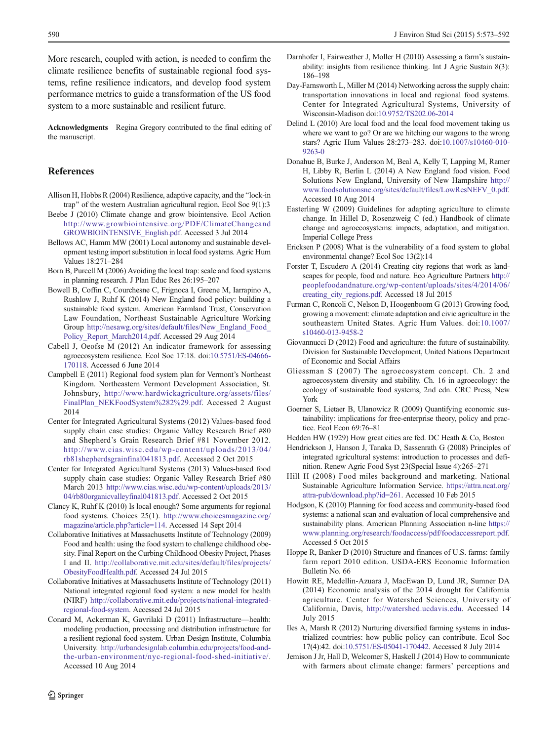More research, coupled with action, is needed to confirm the climate resilience benefits of sustainable regional food systems, refine resilience indicators, and develop food system performance metrics to guide a transformation of the US food system to a more sustainable and resilient future.

**Acknowledgments** Regina Gregory contributed to the final editing of the manuscript.

## References

Allison H, Hobbs R (2004) Resilience, adaptive capacity, and the "lock-in trap" of the western Australian agricultural region. Ecol Soc 9(1):3

Beebe J (2010) Climate change and grow biointensive. Ecol Action http://www.growbiointensive.org/PDF/ClimateChangeandGROWBIOINTENSIVE_English.pdf. Accessed 3 Jul 2014

Bellows AC, Hamm MW (2001) Local autonomy and sustainable development testing import substitution in local food systems. Agric Hum Values 18:271–284

Born B, Purcell M (2006) Avoiding the local trap: scale and food systems in planning research. J Plan Educ Res 26:195–207

Bowell B, Coffin C, Courchesne C, Frignoca I, Greene M, Iarrapino A, Rushlow J, Ruhf K (2014) New England food policy: building a sustainable food system. American Farmland Trust, Conservation Law Foundation, Northeast Sustainable Agriculture Working Group http://nesawg.org/sites/default/files/New_England_Food_Policy_Report_March2014.pdf. Accessed 29 Aug 2014

Cabell J, Oeofse M (2012) An indicator framework for assessing agroecosystem resilience. Ecol Soc 17:18. doi:10.5751/ES-04666-170118. Accessed 6 June 2014

Campbell E (2011) Regional food system plan for Vermont's Northeast Kingdom. Northeastern Vermont Development Association, St. Johnsbury, http://www.hardwickagriculture.org/assets/files/FinalPlan_NEKFoodSystem%282%29.pdf. Accessed 2 August 2014

Center for Integrated Agricultural Systems (2012) Values-based food supply chain case studies: Organic Valley Research Brief #80 and Shepherd's Grain Research Brief #81 November 2012. http://www.cias.wisc.edu/wp-content/uploads/2013/04/rb81shepherdsgrainfinal041813.pdf. Accessed 2 Oct 2015

Center for Integrated Agricultural Systems (2013) Values-based food supply chain case studies: Organic Valley Research Brief #80 March 2013 http://www.cias.wisc.edu/wp-content/uploads/2013/04/rb80organicvalleyfinal041813.pdf. Accessed 2 Oct 2015

Clancy K, Ruhf K (2010) Is local enough? Some arguments for regional food systems. Choices 25(1). http://www.choicesmagazine.org/magazine/article.php?article=114. Accessed 14 Sept 2014

Collaborative Initiatives at Massachusetts Institute of Technology (2009) Food and health: using the food system to challenge childhood obesity. Final Report on the Curbing Childhood Obesity Project, Phases I and II. http://collaborative.mit.edu/sites/default/files/projects/ObesityFoodHealth.pdf. Accessed 24 Jul 2015

Collaborative Initiatives at Massachusetts Institute of Technology (2011) National integrated regional food system: a new model for health (NIRF) http://collaborative.mit.edu/projects/national-integrated-regional-food-system. Accessed 24 Jul 2015

Conard M, Ackerman K, Gavrilaki D (2011) Infrastructure—health: modeling production, processing and distribution infrastructure for a resilient regional food system. Urban Design Institute, Columbia University. http://urbandesignlab.columbia.edu/projects/food-and-the-urban-environment/nyc-regional-food-shed-initiative/. Accessed 10 Aug 2014

Darnhofer I, Fairweather J, Moller H (2010) Assessing a farm's sustainability: insights from resilience thinking. Int J Agric Sustain 8(3):186–198

Day-Farnsworth L, Miller M (2014) Networking across the supply chain: transportation innovations in local and regional food systems. Center for Integrated Agricultural Systems, University of Wisconsin-Madison doi:10.9752/TS202.06-2014

Delind L (2010) Are local food and the local food movement taking us where we want to go? Or are we hitching our wagons to the wrong stars? Agric Hum Values 28:273–283. doi:10.1007/s10460-010-9263-0

Donahue B, Burke J, Anderson M, Beal A, Kelly T, Lapping M, Ramer H, Libby R, Berlin L (2014) A New England food vision. Food Solutions New England, University of New Hampshire http://www.foodsolutionsne.org/sites/default/files/LowResNEFV_0.pdf. Accessed 10 Aug 2014

Easterling W (2009) Guidelines for adapting agriculture to climate change. In Hillel D, Rosenzweig C (ed.) Handbook of climate change and agroecosystems: impacts, adaptation, and mitigation. Imperial College Press

Ericksen P (2008) What is the vulnerability of a food system to global environmental change? Ecol Soc 13(2):14

Forster T, Escudero A (2014) Creating city regions that work as landscapes for people, food and nature. Eco Agriculture Partners http://peoplefoodandnature.org/wp-content/uploads/sites/4/2014/06/creating_city_regions.pdf. Accessed 18 Jul 2015

Furman C, Roncoli C, Nelson D, Hoogenboom G (2013) Growing food, growing a movement: climate adaptation and civic agriculture in the southeastern United States. Agric Hum Values. doi:10.1007/s10460-013-9458-2

Giovannucci D (2012) Food and agriculture: the future of sustainability. Division for Sustainable Development, United Nations Department of Economic and Social Affairs

Gliessman S (2007) The agroecosystem concept. Ch. 2 and agroecosystem diversity and stability. Ch. 16 in agroecology: the ecology of sustainable food systems, 2nd edn. CRC Press, New York

Goerner S, Lietaer B, Ulanowicz R (2009) Quantifying economic sustainability: implications for free-enterprise theory, policy and practice. Ecol Econ 69:76–81

Hedden HW (1929) How great cities are fed. DC Heath & Co, Boston

Hendrickson J, Hanson J, Tanaka D, Sassenrath G (2008) Principles of integrated agricultural systems: introduction to processes and definition. Renew Agric Food Syst 23(Special Issue 4):265–271

Hill H (2008) Food miles background and marketing. National Sustainable Agriculture Information Service. https://attra.ncat.org/attra-pub/download.php?id=261. Accessed 10 Feb 2015

Hodgson, K (2010) Planning for food access and community-based food systems: a national scan and evaluation of local comprehensive and sustainability plans. American Planning Association n-line https://www.planning.org/research/foodaccess/pdf/foodaccessreport.pdf. Accessed 5 Oct 2015

Hoppe R, Banker D (2010) Structure and finances of U.S. farms: family farm report 2010 edition. USDA-ERS Economic Information Bulletin No. 66

Howitt RE, Medellin-Azuara J, MacEwan D, Lund JR, Sumner DA (2014) Economic analysis of the 2014 drought for California agriculture. Center for Watershed Sciences, University of California, Davis, http://watershed.ucdavis.edu. Accessed 14 July 2015

Iles A, Marsh R (2012) Nurturing diversified farming systems in industrialized countries: how public policy can contribute. Ecol Soc 17(4):42. doi:10.5751/ES-05041-170442. Accessed 8 July 2014

Jemison J Jr, Hall D, Welcomer S, Haskell J (2014) How to communicate with farmers about climate change: farmers' perceptions and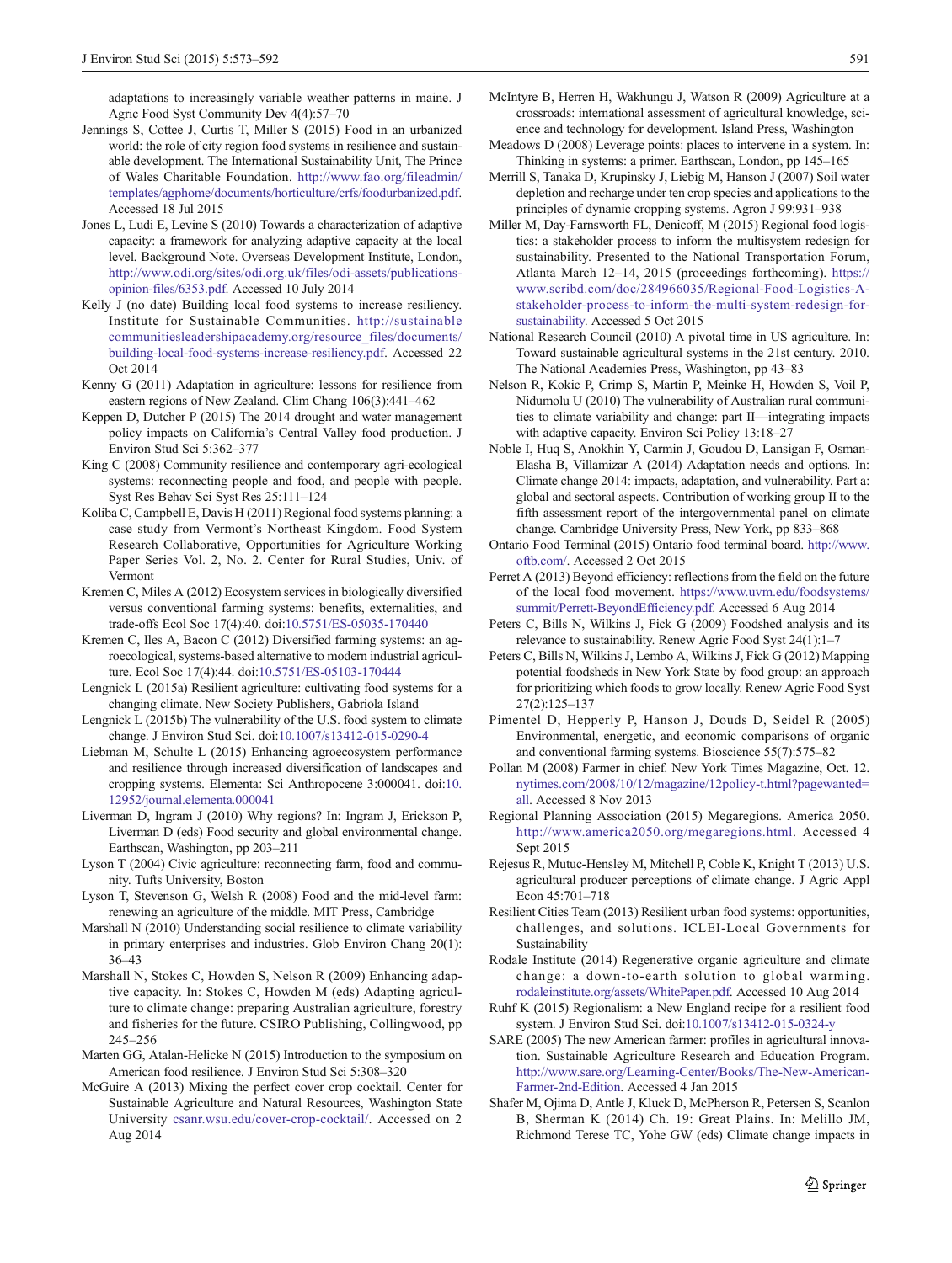adaptations to increasingly variable weather patterns in maine. J Agric Food Syst Community Dev 4(4):57–70

Jennings S, Cottee J, Curtis T, Miller S (2015) Food in an urbanized world: the role of city region food systems in resilience and sustainable development. The International Sustainability Unit, The Prince of Wales Charitable Foundation. http://www.fao.org/fileadmin/templates/agphome/documents/horticulture/crfs/foodurbanized.pdf. Accessed 18 Jul 2015

Jones L, Ludi E, Levine S (2010) Towards a characterization of adaptive capacity: a framework for analyzing adaptive capacity at the local level. Background Note. Overseas Development Institute, London, http://www.odi.org/sites/odi.org.uk/files/odi-assets/publications-opinion-files/6353.pdf. Accessed 10 July 2014

Kelly J (no date) Building local food systems to increase resiliency. Institute for Sustainable Communities. http://sustainablecommunitiesleadershipacademy.org/resource_files/documents/building-local-food-systems-increase-resiliency.pdf. Accessed 22 Oct 2014

Kenny G (2011) Adaptation in agriculture: lessons for resilience from eastern regions of New Zealand. Clim Chang 106(3):441–462

Keppen D, Dutcher P (2015) The 2014 drought and water management policy impacts on California's Central Valley food production. J Environ Stud Sci 5:362–377

King C (2008) Community resilience and contemporary agri-ecological systems: reconnecting people and food, and people with people. Syst Res Behav Sci Syst Res 25:111–124

Koliba C, Campbell E, Davis H (2011) Regional food systems planning: a case study from Vermont's Northeast Kingdom. Food System Research Collaborative, Opportunities for Agriculture Working Paper Series Vol. 2, No. 2. Center for Rural Studies, Univ. of Vermont

Kremen C, Miles A (2012) Ecosystem services in biologically diversified versus conventional farming systems: benefits, externalities, and trade-offs Ecol Soc 17(4):40. doi:10.5751/ES-05035-170440

Kremen C, Iles A, Bacon C (2012) Diversified farming systems: an agroecological, systems-based alternative to modern industrial agriculture. Ecol Soc 17(4):44. doi:10.5751/ES-05103-170444

Lengnick L (2015a) Resilient agriculture: cultivating food systems for a changing climate. New Society Publishers, Gabriola Island

Lengnick L (2015b) The vulnerability of the U.S. food system to climate change. J Environ Stud Sci. doi:10.1007/s13412-015-0290-4

Liebman M, Schulte L (2015) Enhancing agroecosystem performance and resilience through increased diversification of landscapes and cropping systems. Elementa: Sci Anthropocene 3:000041. doi:10.12952/journal.elementa.000041

Liverman D, Ingram J (2010) Why regions? In: Ingram J, Erickson P, Liverman D (eds) Food security and global environmental change. Earthscan, Washington, pp 203–211

Lyson T (2004) Civic agriculture: reconnecting farm, food and community. Tufts University, Boston

Lyson T, Stevenson G, Welsh R (2008) Food and the mid-level farm: renewing an agriculture of the middle. MIT Press, Cambridge

Marshall N (2010) Understanding social resilience to climate variability in primary enterprises and industries. Glob Environ Chang 20(1):36–43

Marshall N, Stokes C, Howden S, Nelson R (2009) Enhancing adaptive capacity. In: Stokes C, Howden M (eds) Adapting agriculture to climate change: preparing Australian agriculture, forestry and fisheries for the future. CSIRO Publishing, Collingwood, pp 245–256

Marten GG, Atalan-Helicke N (2015) Introduction to the symposium on American food resilience. J Environ Stud Sci 5:308–320

McGuire A (2013) Mixing the perfect cover crop cocktail. Center for Sustainable Agriculture and Natural Resources, Washington State University csanr.wsu.edu/cover-crop-cocktail/. Accessed on 2 Aug 2014

McIntyre B, Herren H, Wakhungu J, Watson R (2009) Agriculture at a crossroads: international assessment of agricultural knowledge, science and technology for development. Island Press, Washington

Meadows D (2008) Leverage points: places to intervene in a system. In: Thinking in systems: a primer. Earthscan, London, pp 145–165

Merrill S, Tanaka D, Krupinsky J, Liebig M, Hanson J (2007) Soil water depletion and recharge under ten crop species and applications to the principles of dynamic cropping systems. Agron J 99:931–938

Miller M, Day-Farnsworth FL, Denicoff, M (2015) Regional food logistics: a stakeholder process to inform the multisystem redesign for sustainability. Presented to the National Transportation Forum, Atlanta March 12–14, 2015 (proceedings forthcoming). https://www.scribd.com/doc/284966035/Regional-Food-Logistics-A-stakeholder-process-to-inform-the-multi-system-redesign-for-sustainability. Accessed 5 Oct 2015

National Research Council (2010) A pivotal time in US agriculture. In: Toward sustainable agricultural systems in the 21st century. 2010. The National Academies Press, Washington, pp 43–83

Nelson R, Kokic P, Crimp S, Martin P, Meinke H, Howden S, Voil P, Nidumolu U (2010) The vulnerability of Australian rural communities to climate variability and change: part II—integrating impacts with adaptive capacity. Environ Sci Policy 13:18–27

Noble I, Huq S, Anokhin Y, Carmin J, Goudou D, Lansigan F, Osman-Elasha B, Villamizar A (2014) Adaptation needs and options. In: Climate change 2014: impacts, adaptation, and vulnerability. Part a: global and sectoral aspects. Contribution of working group II to the fifth assessment report of the intergovernmental panel on climate change. Cambridge University Press, New York, pp 833–868

Ontario Food Terminal (2015) Ontario food terminal board. http://www.oftb.com/. Accessed 2 Oct 2015

Perret A (2013) Beyond efficiency: reflections from the field on the future of the local food movement. https://www.uvm.edu/foodsystems/summit/Perrett-BeyondEfficiency.pdf. Accessed 6 Aug 2014

Peters C, Bills N, Wilkins J, Fick G (2009) Foodshed analysis and its relevance to sustainability. Renew Agric Food Syst 24(1):1–7

Peters C, Bills N, Wilkins J, Lembo A, Wilkins J, Fick G (2012) Mapping potential foodsheds in New York State by food group: an approach for prioritizing which foods to grow locally. Renew Agric Food Syst 27(2):125–137

Pimentel D, Hepperly P, Hanson J, Douds D, Seidel R (2005) Environmental, energetic, and economic comparisons of organic and conventional farming systems. Bioscience 55(7):575–82

Pollan M (2008) Farmer in chief. New York Times Magazine, Oct. 12. nytimes.com/2008/10/12/magazine/12policy-t.html?pagewanted=all. Accessed 8 Nov 2013

Regional Planning Association (2015) Megaregions. America 2050. http://www.america2050.org/megaregions.html. Accessed 4 Sept 2015

Rejesus R, Mutuc-Hensley M, Mitchell P, Coble K, Knight T (2013) U.S. agricultural producer perceptions of climate change. J Agric Appl Econ 45:701–718

Resilient Cities Team (2013) Resilient urban food systems: opportunities, challenges, and solutions. ICLEI-Local Governments for Sustainability

Rodale Institute (2014) Regenerative organic agriculture and climate change: a down-to-earth solution to global warming. rodaleinstitute.org/assets/WhitePaper.pdf. Accessed 10 Aug 2014

Ruhf K (2015) Regionalism: a New England recipe for a resilient food system. J Environ Stud Sci. doi:10.1007/s13412-015-0324-y

SARE (2005) The new American farmer: profiles in agricultural innovation. Sustainable Agriculture Research and Education Program. http://www.sare.org/Learning-Center/Books/The-New-American-Farmer-2nd-Edition. Accessed 4 Jan 2015

Shafer M, Ojima D, Antle J, Kluck D, McPherson R, Petersen S, Scanlon B, Sherman K (2014) Ch. 19: Great Plains. In: Melillo JM, Richmond Terese TC, Yohe GW (eds) Climate change impacts in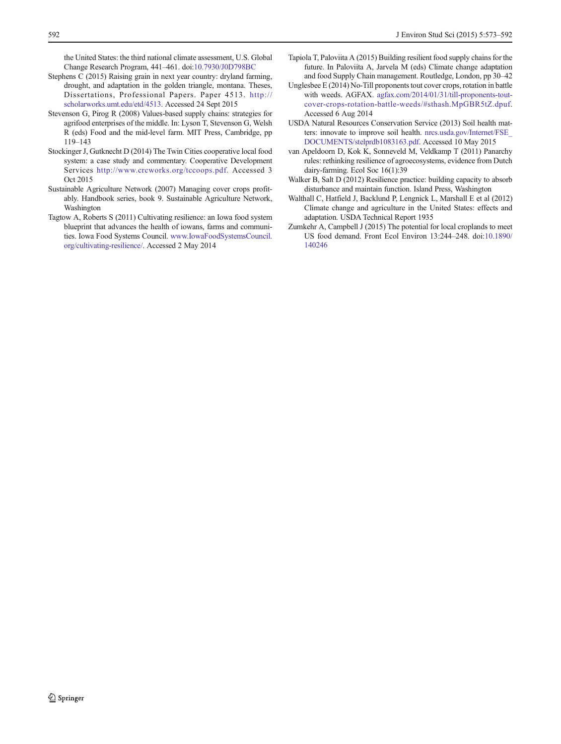the United States: the third national climate assessment, U.S. Global Change Research Program, 441–461. doi:10.7930/J0D798BC

Stephens C (2015) Raising grain in next year country: dryland farming, drought, and adaptation in the golden triangle, montana. Theses, Dissertations, Professional Papers. Paper 4513. http://scholarworks.umt.edu/etd/4513. Accessed 24 Sept 2015

Stevenson G, Pirog R (2008) Values-based supply chains: strategies for agrifood enterprises of the middle. In: Lyson T, Stevenson G, Welsh R (eds) Food and the mid-level farm. MIT Press, Cambridge, pp 119–143

Stockinger J, Gutknecht D (2014) The Twin Cities cooperative local food system: a case study and commentary. Cooperative Development Services http://www.crcworks.org/tccoops.pdf. Accessed 3 Oct 2015

Sustainable Agriculture Network (2007) Managing cover crops profitably. Handbook series, book 9. Sustainable Agriculture Network, Washington

Tagtow A, Roberts S (2011) Cultivating resilience: an Iowa food system blueprint that advances the health of iowans, farms and communities. Iowa Food Systems Council. www.IowaFoodSystemsCouncil.org/cultivating-resilience/. Accessed 2 May 2014

Tapiola T, Paloviita A (2015) Building resilient food supply chains for the future. In Paloviita A, Jarvela M (eds) Climate change adaptation and food Supply Chain management. Routledge, London, pp 30–42

Unglesbee E (2014) No-Till proponents tout cover crops, rotation in battle with weeds. AGFAX. agfax.com/2014/01/31/till-proponents-tout-cover-crops-rotation-battle-weeds/#sthash.MpGBR5tZ.dpuf. Accessed 6 Aug 2014

USDA Natural Resources Conservation Service (2013) Soil health matters: innovate to improve soil health. nrcs.usda.gov/Internet/FSE_DOCUMENTS/stelprdb1083163.pdf. Accessed 10 May 2015

van Apeldoorn D, Kok K, Sonneveld M, Veldkamp T (2011) Panarchy rules: rethinking resilience of agroecosystems, evidence from Dutch dairy-farming. Ecol Soc 16(1):39

Walker B, Salt D (2012) Resilience practice: building capacity to absorb disturbance and maintain function. Island Press, Washington

Walthall C, Hatfield J, Backlund P, Lengnick L, Marshall E et al (2012) Climate change and agriculture in the United States: effects and adaptation. USDA Technical Report 1935

Zumkehr A, Campbell J (2015) The potential for local croplands to meet US food demand. Front Ecol Environ 13:244–248. doi:10.1890/140246